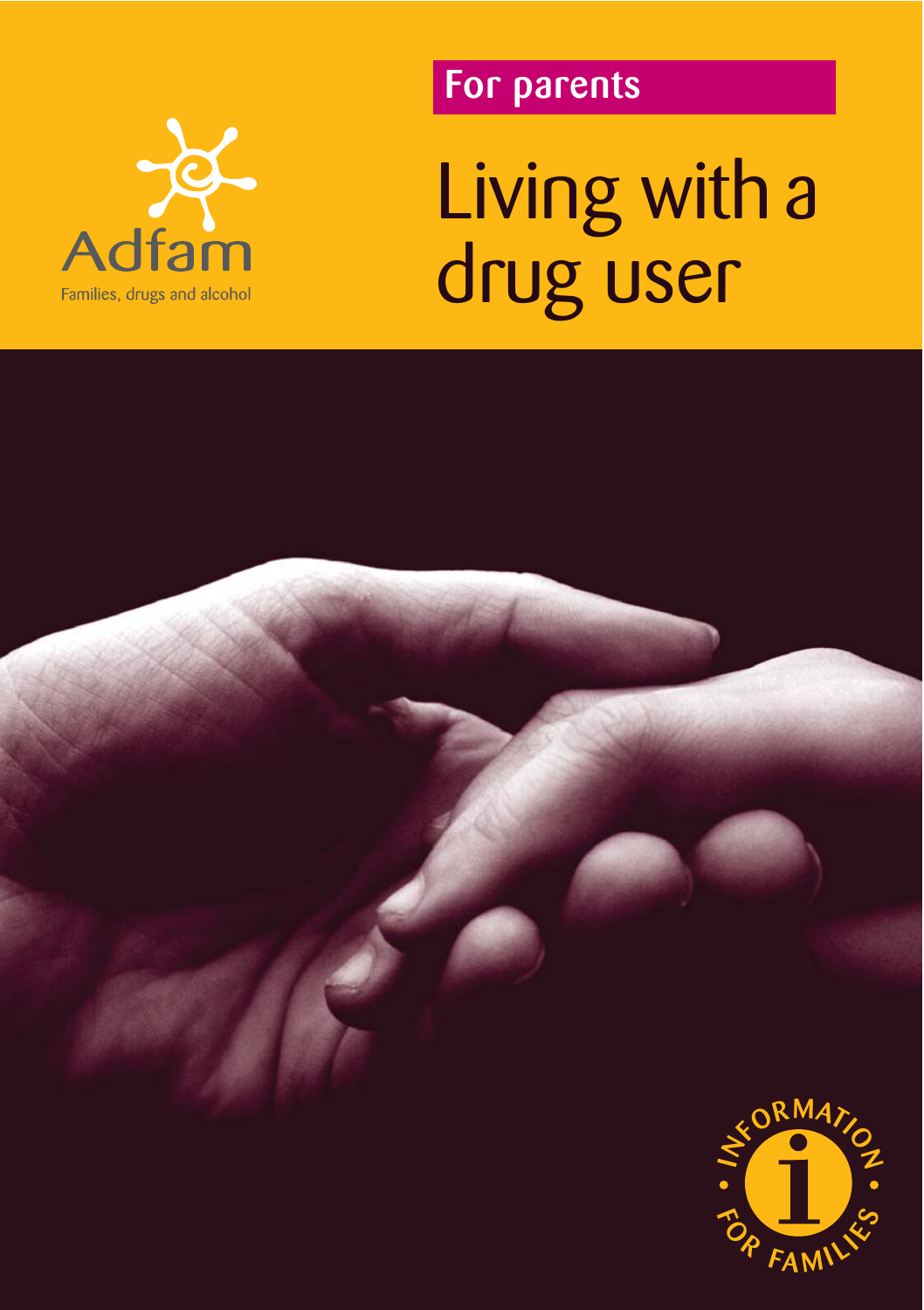Adfam

Families, drugs and alcohol

For parents

# Living with a drug user

INFORMATION FOR FAMILIES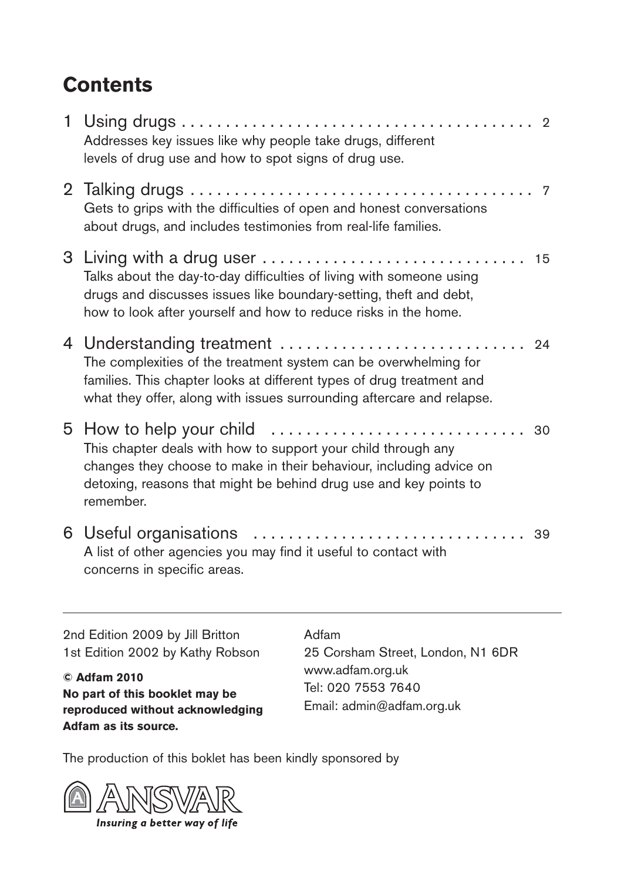## Contents

1 Using drugs . . . . . . . . . . . . . . . . . . . . . . . . . . . . . . . . . . . . . . . . 2
Addresses key issues like why people take drugs, different levels of drug use and how to spot signs of drug use.

2 Talking drugs . . . . . . . . . . . . . . . . . . . . . . . . . . . . . . . . . . . . . . . 7
Gets to grips with the difficulties of open and honest conversations about drugs, and includes testimonies from real-life families.

3 Living with a drug user . . . . . . . . . . . . . . . . . . . . . . . . . . . . . . 15
Talks about the day-to-day difficulties of living with someone using drugs and discusses issues like boundary-setting, theft and debt, how to look after yourself and how to reduce risks in the home.

4 Understanding treatment . . . . . . . . . . . . . . . . . . . . . . . . . . . . 24
The complexities of the treatment system can be overwhelming for families. This chapter looks at different types of drug treatment and what they offer, along with issues surrounding aftercare and relapse.

5 How to help your child . . . . . . . . . . . . . . . . . . . . . . . . . . . . . 30
This chapter deals with how to support your child through any changes they choose to make in their behaviour, including advice on detoxing, reasons that might be behind drug use and key points to remember.

6 Useful organisations . . . . . . . . . . . . . . . . . . . . . . . . . . . . . . . 39
A list of other agencies you may find it useful to contact with concerns in specific areas.

---

2nd Edition 2009 by Jill Britton
1st Edition 2002 by Kathy Robson

**© Adfam 2010**
**No part of this booklet may be reproduced without acknowledging Adfam as its source.**

Adfam
25 Corsham Street, London, N1 6DR
www.adfam.org.uk
Tel: 020 7553 7640
Email: admin@adfam.org.uk

The production of this boklet has been kindly sponsored by

ANSVAR
*Insuring a better way of life*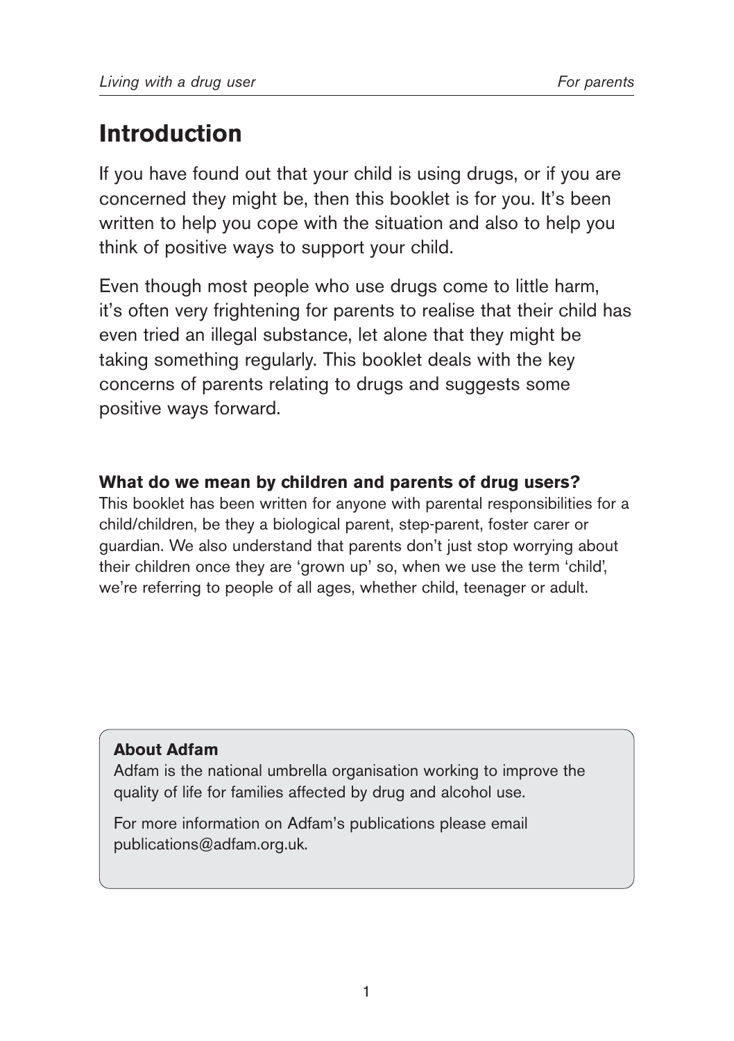# Introduction

If you have found out that your child is using drugs, or if you are concerned they might be, then this booklet is for you. It's been written to help you cope with the situation and also to help you think of positive ways to support your child.

Even though most people who use drugs come to little harm, it's often very frightening for parents to realise that their child has even tried an illegal substance, let alone that they might be taking something regularly. This booklet deals with the key concerns of parents relating to drugs and suggests some positive ways forward.

**What do we mean by children and parents of drug users?**

This booklet has been written for anyone with parental responsibilities for a child/children, be they a biological parent, step-parent, foster carer or guardian. We also understand that parents don't just stop worrying about their children once they are 'grown up' so, when we use the term 'child', we're referring to people of all ages, whether child, teenager or adult.

**About Adfam**

Adfam is the national umbrella organisation working to improve the quality of life for families affected by drug and alcohol use.

For more information on Adfam's publications please email publications@adfam.org.uk.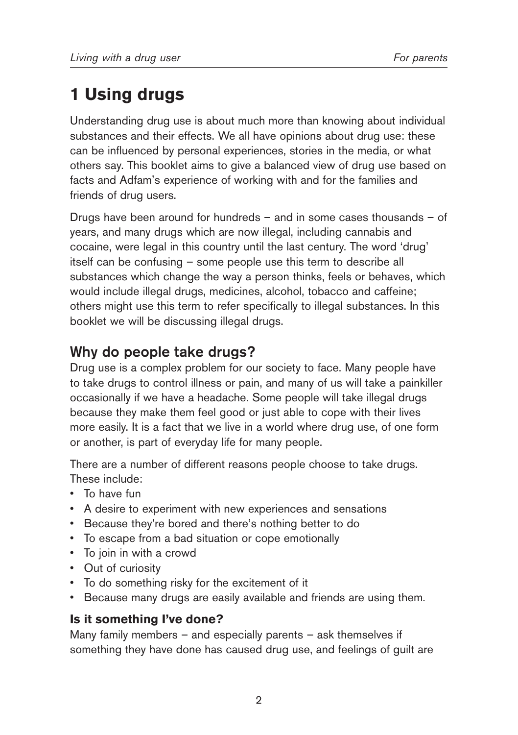# 1 Using drugs

Understanding drug use is about much more than knowing about individual substances and their effects. We all have opinions about drug use: these can be influenced by personal experiences, stories in the media, or what others say. This booklet aims to give a balanced view of drug use based on facts and Adfam's experience of working with and for the families and friends of drug users.

Drugs have been around for hundreds – and in some cases thousands – of years, and many drugs which are now illegal, including cannabis and cocaine, were legal in this country until the last century. The word 'drug' itself can be confusing – some people use this term to describe all substances which change the way a person thinks, feels or behaves, which would include illegal drugs, medicines, alcohol, tobacco and caffeine; others might use this term to refer specifically to illegal substances. In this booklet we will be discussing illegal drugs.

## Why do people take drugs?

Drug use is a complex problem for our society to face. Many people have to take drugs to control illness or pain, and many of us will take a painkiller occasionally if we have a headache. Some people will take illegal drugs because they make them feel good or just able to cope with their lives more easily. It is a fact that we live in a world where drug use, of one form or another, is part of everyday life for many people.

There are a number of different reasons people choose to take drugs. These include:

- To have fun
- A desire to experiment with new experiences and sensations
- Because they're bored and there's nothing better to do
- To escape from a bad situation or cope emotionally
- To join in with a crowd
- Out of curiosity
- To do something risky for the excitement of it
- Because many drugs are easily available and friends are using them.

### Is it something I've done?

Many family members – and especially parents – ask themselves if something they have done has caused drug use, and feelings of guilt are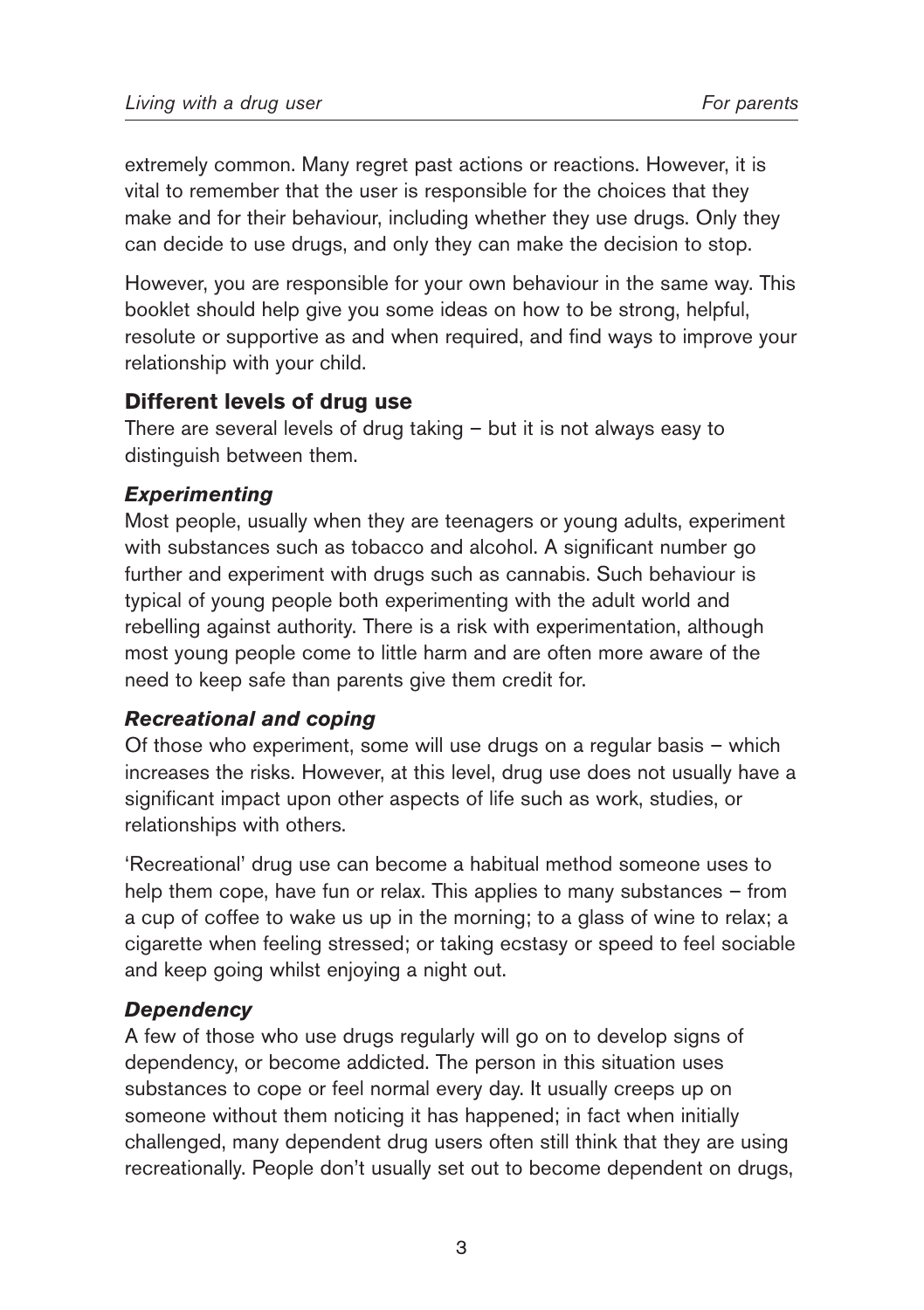extremely common. Many regret past actions or reactions. However, it is vital to remember that the user is responsible for the choices that they make and for their behaviour, including whether they use drugs. Only they can decide to use drugs, and only they can make the decision to stop.

However, you are responsible for your own behaviour in the same way. This booklet should help give you some ideas on how to be strong, helpful, resolute or supportive as and when required, and find ways to improve your relationship with your child.

## Different levels of drug use

There are several levels of drug taking – but it is not always easy to distinguish between them.

### *Experimenting*

Most people, usually when they are teenagers or young adults, experiment with substances such as tobacco and alcohol. A significant number go further and experiment with drugs such as cannabis. Such behaviour is typical of young people both experimenting with the adult world and rebelling against authority. There is a risk with experimentation, although most young people come to little harm and are often more aware of the need to keep safe than parents give them credit for.

### *Recreational and coping*

Of those who experiment, some will use drugs on a regular basis – which increases the risks. However, at this level, drug use does not usually have a significant impact upon other aspects of life such as work, studies, or relationships with others.

'Recreational' drug use can become a habitual method someone uses to help them cope, have fun or relax. This applies to many substances – from a cup of coffee to wake us up in the morning; to a glass of wine to relax; a cigarette when feeling stressed; or taking ecstasy or speed to feel sociable and keep going whilst enjoying a night out.

### *Dependency*

A few of those who use drugs regularly will go on to develop signs of dependency, or become addicted. The person in this situation uses substances to cope or feel normal every day. It usually creeps up on someone without them noticing it has happened; in fact when initially challenged, many dependent drug users often still think that they are using recreationally. People don't usually set out to become dependent on drugs,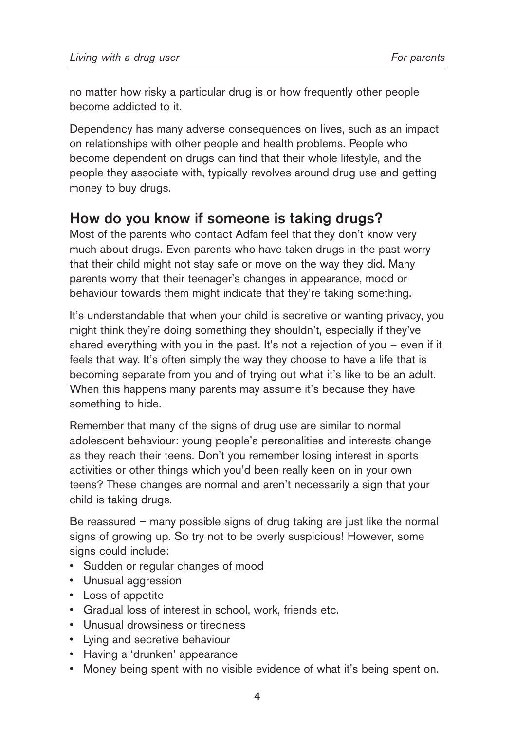no matter how risky a particular drug is or how frequently other people become addicted to it.

Dependency has many adverse consequences on lives, such as an impact on relationships with other people and health problems. People who become dependent on drugs can find that their whole lifestyle, and the people they associate with, typically revolves around drug use and getting money to buy drugs.

## How do you know if someone is taking drugs?

Most of the parents who contact Adfam feel that they don't know very much about drugs. Even parents who have taken drugs in the past worry that their child might not stay safe or move on the way they did. Many parents worry that their teenager's changes in appearance, mood or behaviour towards them might indicate that they're taking something.

It's understandable that when your child is secretive or wanting privacy, you might think they're doing something they shouldn't, especially if they've shared everything with you in the past. It's not a rejection of you – even if it feels that way. It's often simply the way they choose to have a life that is becoming separate from you and of trying out what it's like to be an adult. When this happens many parents may assume it's because they have something to hide.

Remember that many of the signs of drug use are similar to normal adolescent behaviour: young people's personalities and interests change as they reach their teens. Don't you remember losing interest in sports activities or other things which you'd been really keen on in your own teens? These changes are normal and aren't necessarily a sign that your child is taking drugs.

Be reassured – many possible signs of drug taking are just like the normal signs of growing up. So try not to be overly suspicious! However, some signs could include:

- Sudden or regular changes of mood
- Unusual aggression
- Loss of appetite
- Gradual loss of interest in school, work, friends etc.
- Unusual drowsiness or tiredness
- Lying and secretive behaviour
- Having a 'drunken' appearance
- Money being spent with no visible evidence of what it's being spent on.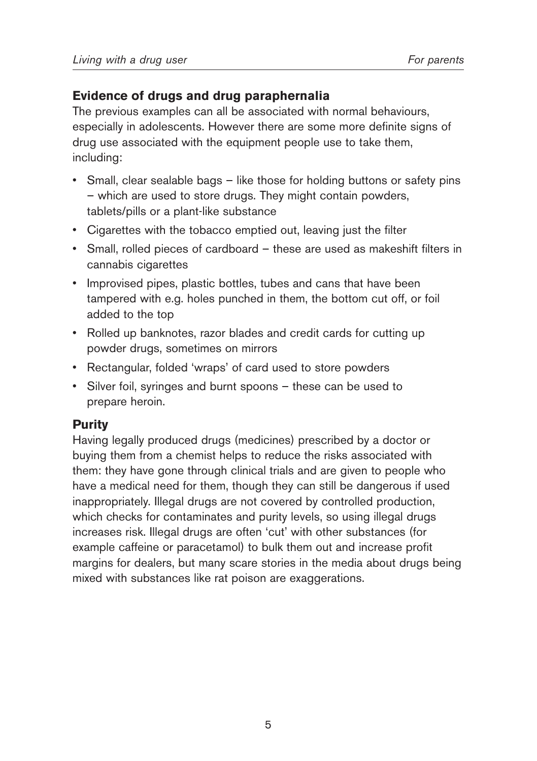## Evidence of drugs and drug paraphernalia

The previous examples can all be associated with normal behaviours, especially in adolescents. However there are some more definite signs of drug use associated with the equipment people use to take them, including:

- Small, clear sealable bags – like those for holding buttons or safety pins – which are used to store drugs. They might contain powders, tablets/pills or a plant-like substance
- Cigarettes with the tobacco emptied out, leaving just the filter
- Small, rolled pieces of cardboard – these are used as makeshift filters in cannabis cigarettes
- Improvised pipes, plastic bottles, tubes and cans that have been tampered with e.g. holes punched in them, the bottom cut off, or foil added to the top
- Rolled up banknotes, razor blades and credit cards for cutting up powder drugs, sometimes on mirrors
- Rectangular, folded 'wraps' of card used to store powders
- Silver foil, syringes and burnt spoons – these can be used to prepare heroin.

## Purity

Having legally produced drugs (medicines) prescribed by a doctor or buying them from a chemist helps to reduce the risks associated with them: they have gone through clinical trials and are given to people who have a medical need for them, though they can still be dangerous if used inappropriately. Illegal drugs are not covered by controlled production, which checks for contaminates and purity levels, so using illegal drugs increases risk. Illegal drugs are often 'cut' with other substances (for example caffeine or paracetamol) to bulk them out and increase profit margins for dealers, but many scare stories in the media about drugs being mixed with substances like rat poison are exaggerations.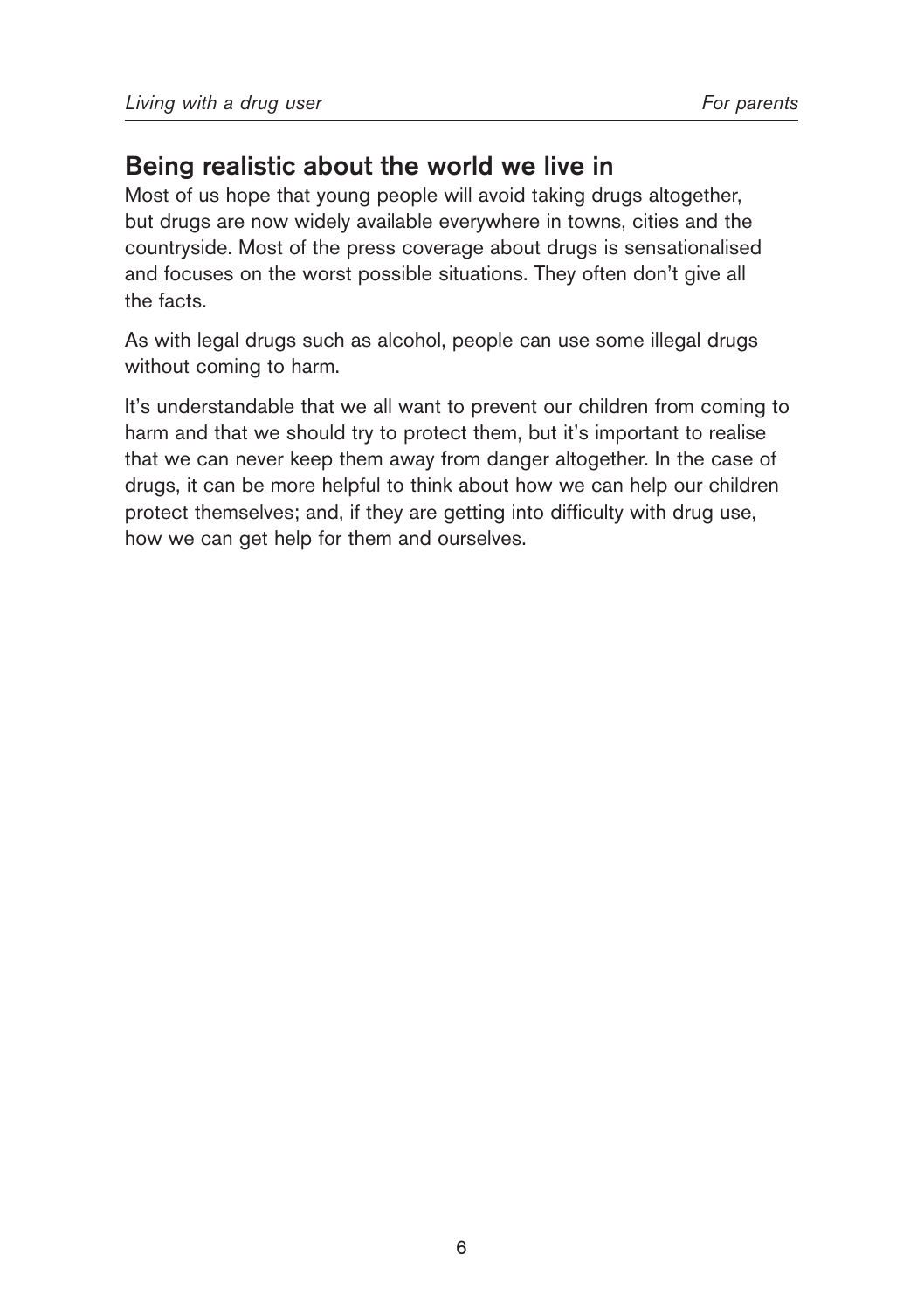## Being realistic about the world we live in

Most of us hope that young people will avoid taking drugs altogether, but drugs are now widely available everywhere in towns, cities and the countryside. Most of the press coverage about drugs is sensationalised and focuses on the worst possible situations. They often don't give all the facts.

As with legal drugs such as alcohol, people can use some illegal drugs without coming to harm.

It's understandable that we all want to prevent our children from coming to harm and that we should try to protect them, but it's important to realise that we can never keep them away from danger altogether. In the case of drugs, it can be more helpful to think about how we can help our children protect themselves; and, if they are getting into difficulty with drug use, how we can get help for them and ourselves.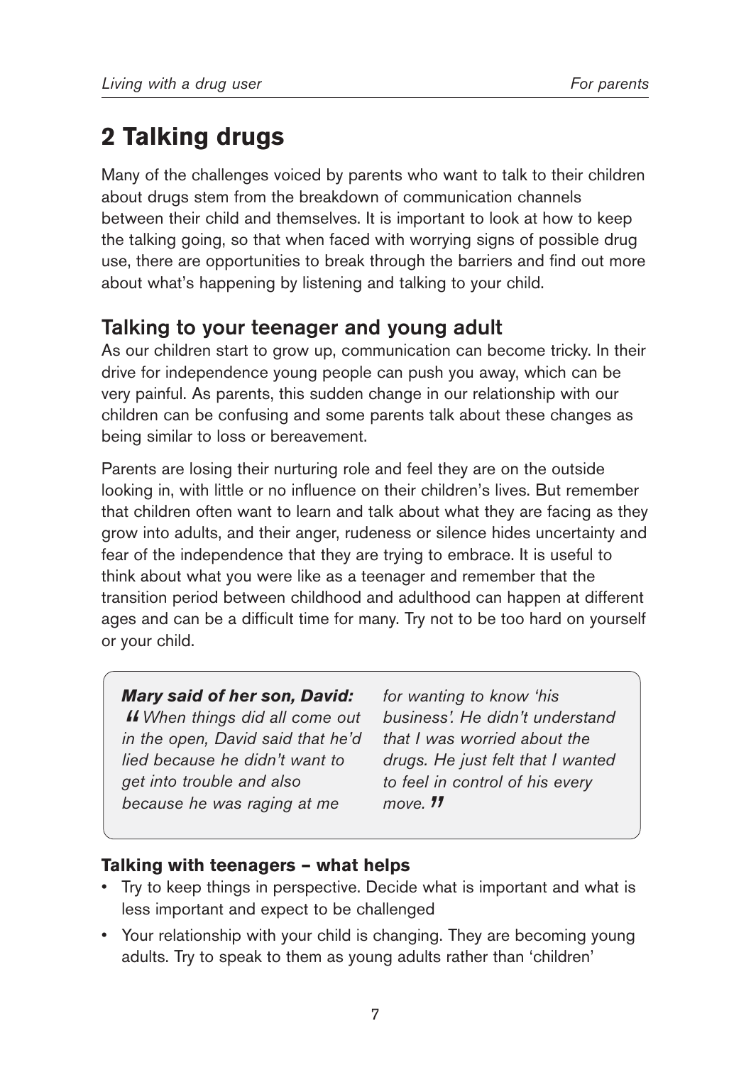# 2 Talking drugs

Many of the challenges voiced by parents who want to talk to their children about drugs stem from the breakdown of communication channels between their child and themselves. It is important to look at how to keep the talking going, so that when faced with worrying signs of possible drug use, there are opportunities to break through the barriers and find out more about what's happening by listening and talking to your child.

## Talking to your teenager and young adult

As our children start to grow up, communication can become tricky. In their drive for independence young people can push you away, which can be very painful. As parents, this sudden change in our relationship with our children can be confusing and some parents talk about these changes as being similar to loss or bereavement.

Parents are losing their nurturing role and feel they are on the outside looking in, with little or no influence on their children's lives. But remember that children often want to learn and talk about what they are facing as they grow into adults, and their anger, rudeness or silence hides uncertainty and fear of the independence that they are trying to embrace. It is useful to think about what you were like as a teenager and remember that the transition period between childhood and adulthood can happen at different ages and can be a difficult time for many. Try not to be too hard on yourself or your child.

> ***Mary said of her son, David:***
> *"When things did all come out in the open, David said that he'd lied because he didn't want to get into trouble and also because he was raging at me for wanting to know 'his business'. He didn't understand that I was worried about the drugs. He just felt that I wanted to feel in control of his every move."*

### Talking with teenagers – what helps

- Try to keep things in perspective. Decide what is important and what is less important and expect to be challenged
- Your relationship with your child is changing. They are becoming young adults. Try to speak to them as young adults rather than 'children'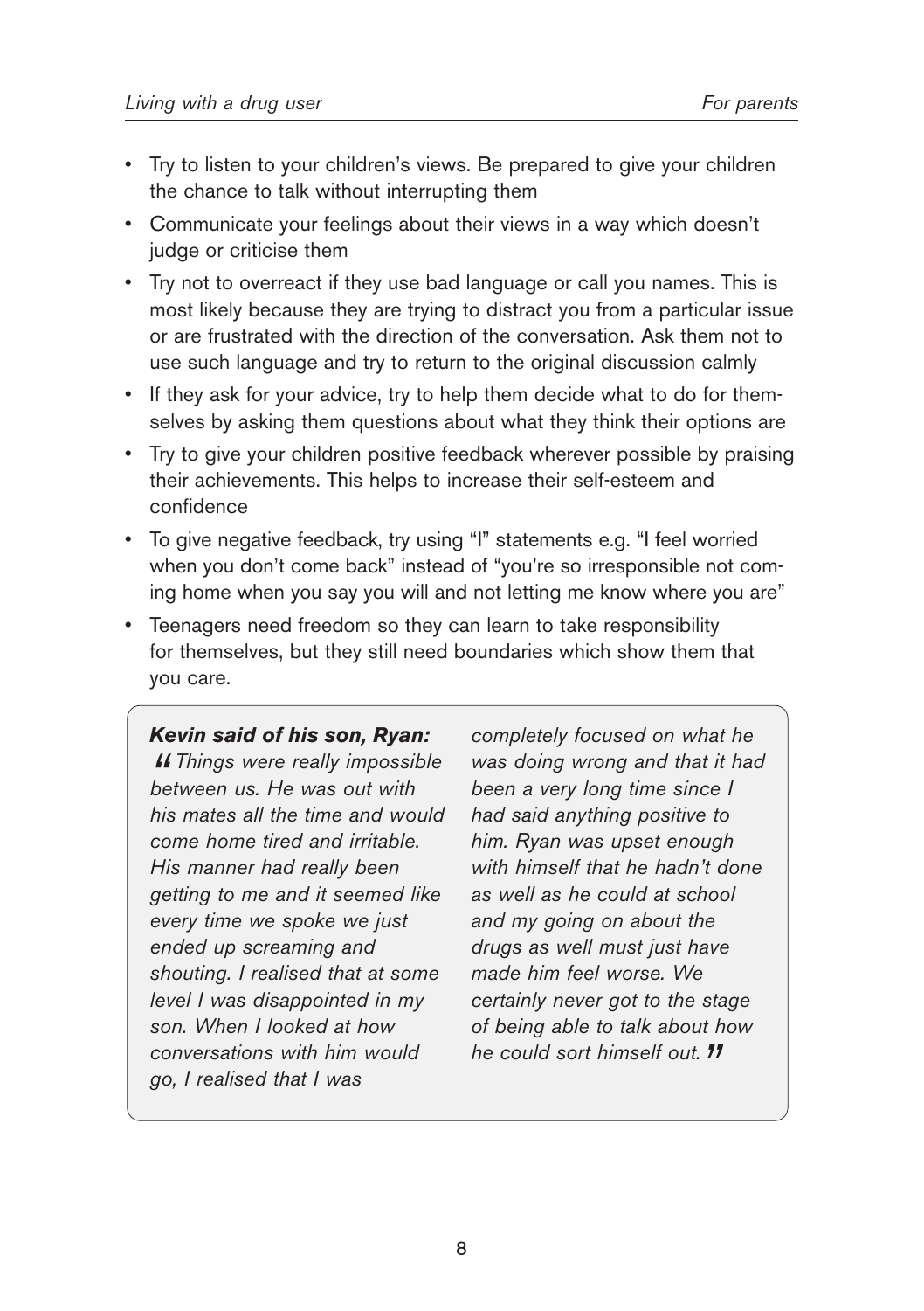- Try to listen to your children's views. Be prepared to give your children the chance to talk without interrupting them
- Communicate your feelings about their views in a way which doesn't judge or criticise them
- Try not to overreact if they use bad language or call you names. This is most likely because they are trying to distract you from a particular issue or are frustrated with the direction of the conversation. Ask them not to use such language and try to return to the original discussion calmly
- If they ask for your advice, try to help them decide what to do for themselves by asking them questions about what they think their options are
- Try to give your children positive feedback wherever possible by praising their achievements. This helps to increase their self-esteem and confidence
- To give negative feedback, try using "I" statements e.g. "I feel worried when you don't come back" instead of "you're so irresponsible not coming home when you say you will and not letting me know where you are"
- Teenagers need freedom so they can learn to take responsibility for themselves, but they still need boundaries which show them that you care.

> ***Kevin said of his son, Ryan:***
>
> *"Things were really impossible between us. He was out with his mates all the time and would come home tired and irritable. His manner had really been getting to me and it seemed like every time we spoke we just ended up screaming and shouting. I realised that at some level I was disappointed in my son. When I looked at how conversations with him would go, I realised that I was completely focused on what he was doing wrong and that it had been a very long time since I had said anything positive to him. Ryan was upset enough with himself that he hadn't done as well as he could at school and my going on about the drugs as well must just have made him feel worse. We certainly never got to the stage of being able to talk about how he could sort himself out."*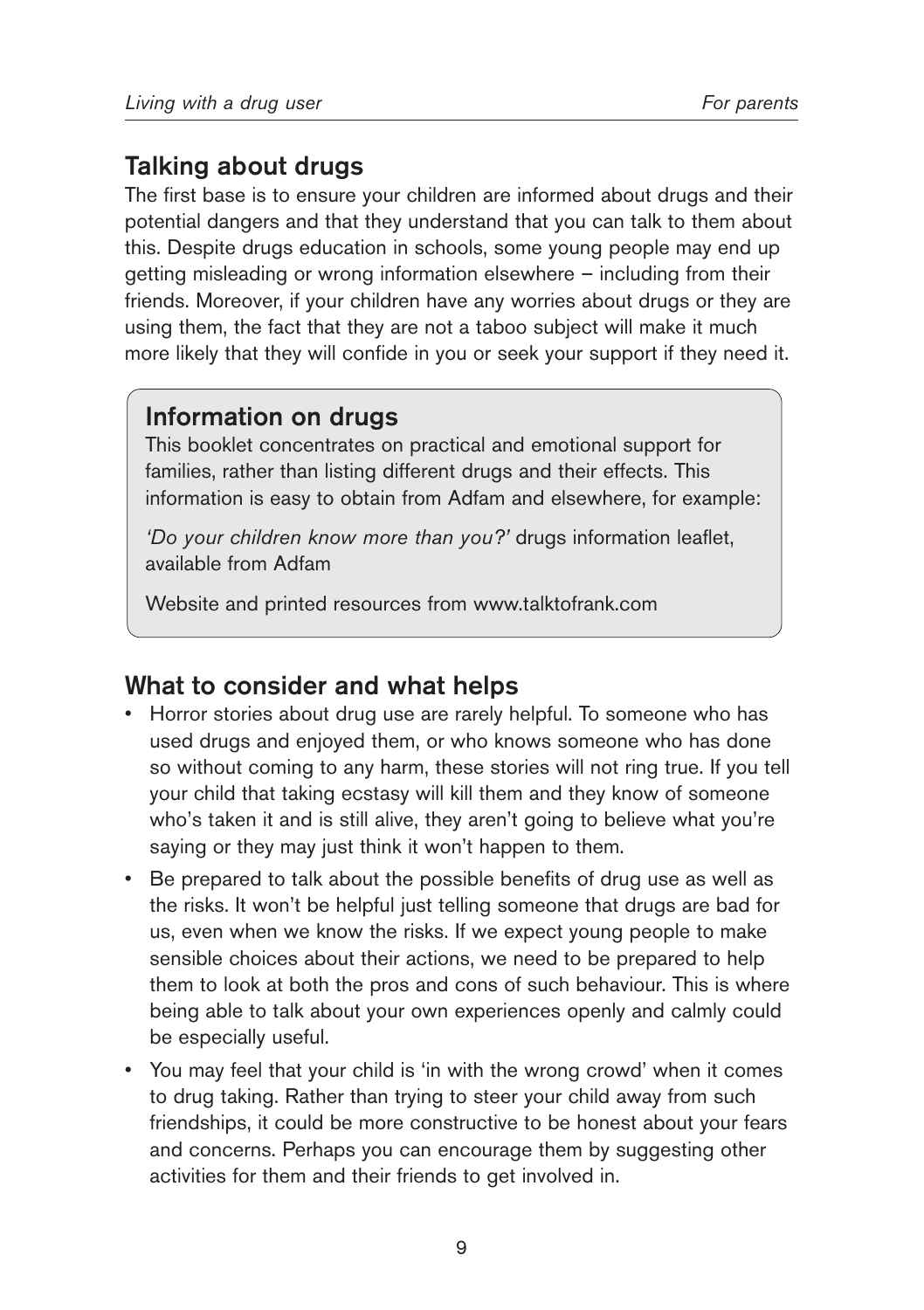## Talking about drugs

The first base is to ensure your children are informed about drugs and their potential dangers and that they understand that you can talk to them about this. Despite drugs education in schools, some young people may end up getting misleading or wrong information elsewhere – including from their friends. Moreover, if your children have any worries about drugs or they are using them, the fact that they are not a taboo subject will make it much more likely that they will confide in you or seek your support if they need it.

### Information on drugs

This booklet concentrates on practical and emotional support for families, rather than listing different drugs and their effects. This information is easy to obtain from Adfam and elsewhere, for example:

*'Do your children know more than you?'* drugs information leaflet, available from Adfam

Website and printed resources from www.talktofrank.com

## What to consider and what helps

- Horror stories about drug use are rarely helpful. To someone who has used drugs and enjoyed them, or who knows someone who has done so without coming to any harm, these stories will not ring true. If you tell your child that taking ecstasy will kill them and they know of someone who's taken it and is still alive, they aren't going to believe what you're saying or they may just think it won't happen to them.
- Be prepared to talk about the possible benefits of drug use as well as the risks. It won't be helpful just telling someone that drugs are bad for us, even when we know the risks. If we expect young people to make sensible choices about their actions, we need to be prepared to help them to look at both the pros and cons of such behaviour. This is where being able to talk about your own experiences openly and calmly could be especially useful.
- You may feel that your child is 'in with the wrong crowd' when it comes to drug taking. Rather than trying to steer your child away from such friendships, it could be more constructive to be honest about your fears and concerns. Perhaps you can encourage them by suggesting other activities for them and their friends to get involved in.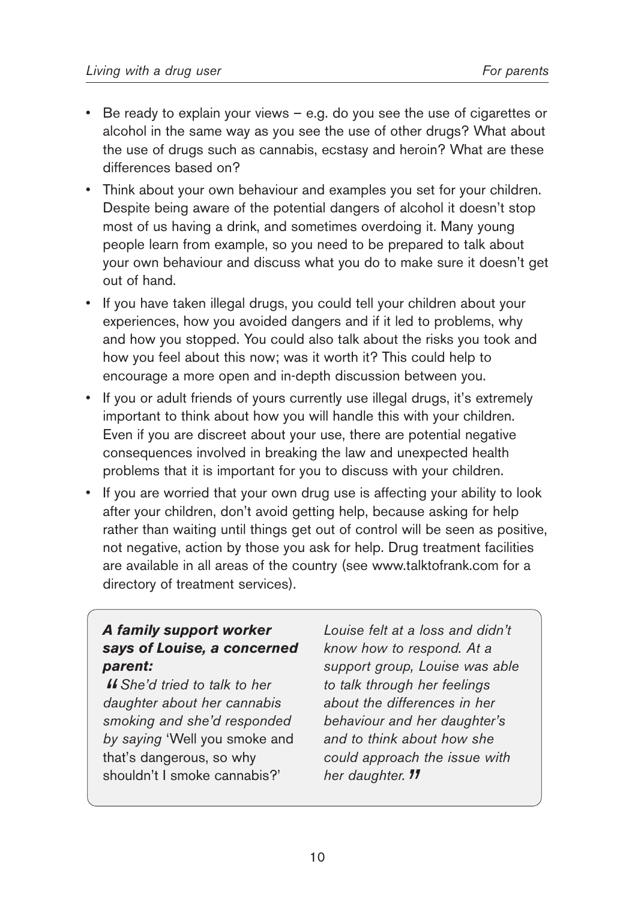- Be ready to explain your views – e.g. do you see the use of cigarettes or alcohol in the same way as you see the use of other drugs? What about the use of drugs such as cannabis, ecstasy and heroin? What are these differences based on?
- Think about your own behaviour and examples you set for your children. Despite being aware of the potential dangers of alcohol it doesn't stop most of us having a drink, and sometimes overdoing it. Many young people learn from example, so you need to be prepared to talk about your own behaviour and discuss what you do to make sure it doesn't get out of hand.
- If you have taken illegal drugs, you could tell your children about your experiences, how you avoided dangers and if it led to problems, why and how you stopped. You could also talk about the risks you took and how you feel about this now; was it worth it? This could help to encourage a more open and in-depth discussion between you.
- If you or adult friends of yours currently use illegal drugs, it's extremely important to think about how you will handle this with your children. Even if you are discreet about your use, there are potential negative consequences involved in breaking the law and unexpected health problems that it is important for you to discuss with your children.
- If you are worried that your own drug use is affecting your ability to look after your children, don't avoid getting help, because asking for help rather than waiting until things get out of control will be seen as positive, not negative, action by those you ask for help. Drug treatment facilities are available in all areas of the country (see www.talktofrank.com for a directory of treatment services).

> ***A family support worker says of Louise, a concerned parent:***
>
> *"She'd tried to talk to her daughter about her cannabis smoking and she'd responded by saying* 'Well you smoke and that's dangerous, so why shouldn't I smoke cannabis?' *Louise felt at a loss and didn't know how to respond. At a support group, Louise was able to talk through her feelings about the differences in her behaviour and her daughter's and to think about how she could approach the issue with her daughter."*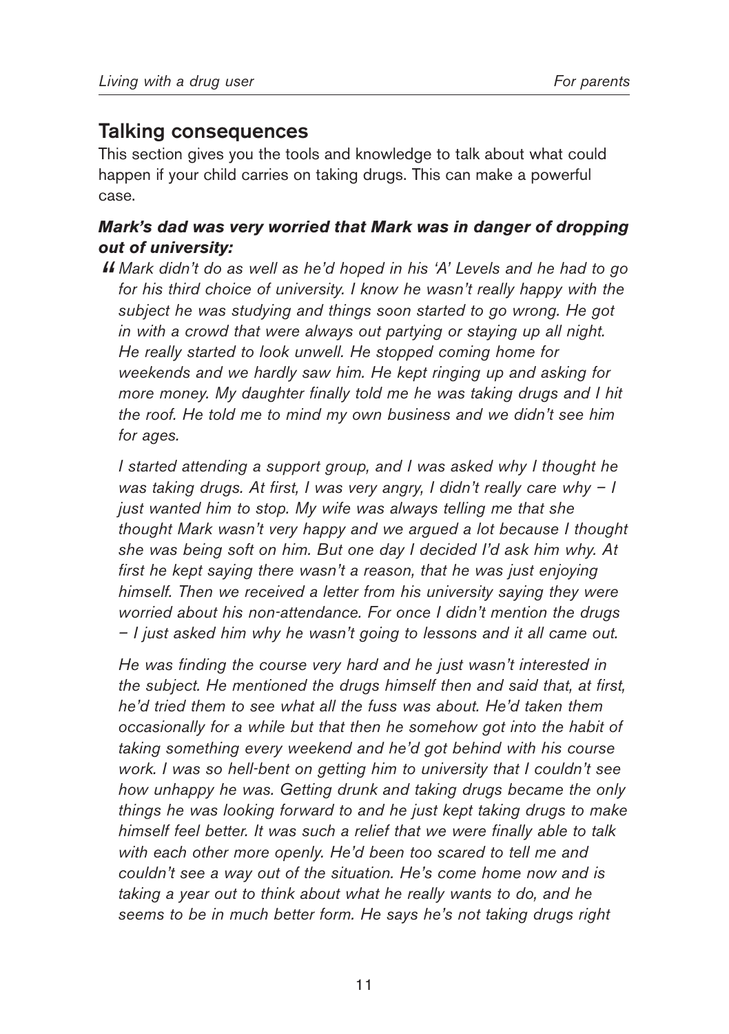## Talking consequences

This section gives you the tools and knowledge to talk about what could happen if your child carries on taking drugs. This can make a powerful case.

***Mark's dad was very worried that Mark was in danger of dropping out of university:***

*"Mark didn't do as well as he'd hoped in his 'A' Levels and he had to go for his third choice of university. I know he wasn't really happy with the subject he was studying and things soon started to go wrong. He got in with a crowd that were always out partying or staying up all night. He really started to look unwell. He stopped coming home for weekends and we hardly saw him. He kept ringing up and asking for more money. My daughter finally told me he was taking drugs and I hit the roof. He told me to mind my own business and we didn't see him for ages.*

*I started attending a support group, and I was asked why I thought he was taking drugs. At first, I was very angry, I didn't really care why – I just wanted him to stop. My wife was always telling me that she thought Mark wasn't very happy and we argued a lot because I thought she was being soft on him. But one day I decided I'd ask him why. At first he kept saying there wasn't a reason, that he was just enjoying himself. Then we received a letter from his university saying they were worried about his non-attendance. For once I didn't mention the drugs – I just asked him why he wasn't going to lessons and it all came out.*

*He was finding the course very hard and he just wasn't interested in the subject. He mentioned the drugs himself then and said that, at first, he'd tried them to see what all the fuss was about. He'd taken them occasionally for a while but that then he somehow got into the habit of taking something every weekend and he'd got behind with his course work. I was so hell-bent on getting him to university that I couldn't see how unhappy he was. Getting drunk and taking drugs became the only things he was looking forward to and he just kept taking drugs to make himself feel better. It was such a relief that we were finally able to talk with each other more openly. He'd been too scared to tell me and couldn't see a way out of the situation. He's come home now and is taking a year out to think about what he really wants to do, and he seems to be in much better form. He says he's not taking drugs right*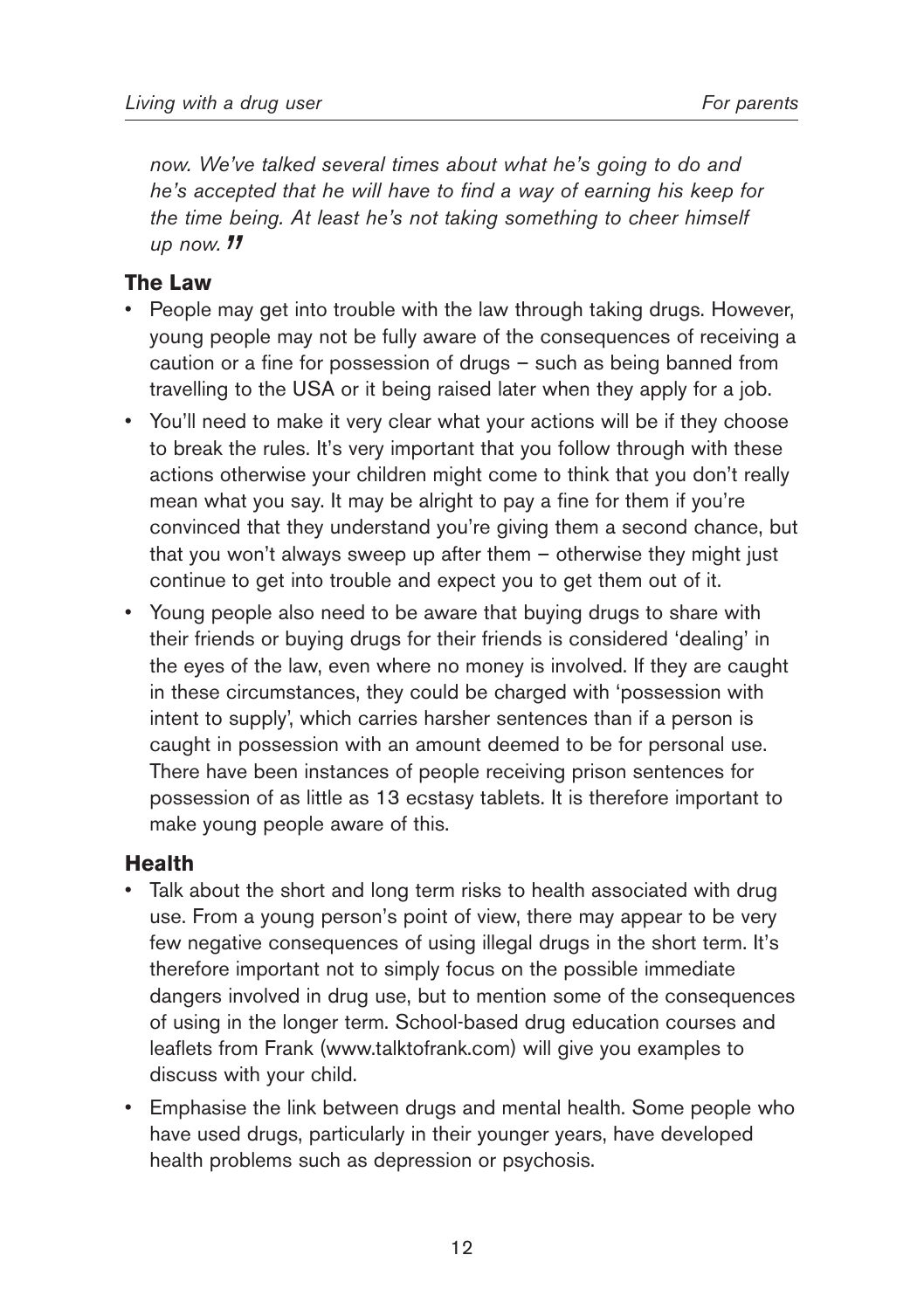*now. We've talked several times about what he's going to do and he's accepted that he will have to find a way of earning his keep for the time being. At least he's not taking something to cheer himself up now.* **"**

## The Law

- People may get into trouble with the law through taking drugs. However, young people may not be fully aware of the consequences of receiving a caution or a fine for possession of drugs – such as being banned from travelling to the USA or it being raised later when they apply for a job.
- You'll need to make it very clear what your actions will be if they choose to break the rules. It's very important that you follow through with these actions otherwise your children might come to think that you don't really mean what you say. It may be alright to pay a fine for them if you're convinced that they understand you're giving them a second chance, but that you won't always sweep up after them – otherwise they might just continue to get into trouble and expect you to get them out of it.
- Young people also need to be aware that buying drugs to share with their friends or buying drugs for their friends is considered 'dealing' in the eyes of the law, even where no money is involved. If they are caught in these circumstances, they could be charged with 'possession with intent to supply', which carries harsher sentences than if a person is caught in possession with an amount deemed to be for personal use. There have been instances of people receiving prison sentences for possession of as little as 13 ecstasy tablets. It is therefore important to make young people aware of this.

## Health

- Talk about the short and long term risks to health associated with drug use. From a young person's point of view, there may appear to be very few negative consequences of using illegal drugs in the short term. It's therefore important not to simply focus on the possible immediate dangers involved in drug use, but to mention some of the consequences of using in the longer term. School-based drug education courses and leaflets from Frank (www.talktofrank.com) will give you examples to discuss with your child.
- Emphasise the link between drugs and mental health. Some people who have used drugs, particularly in their younger years, have developed health problems such as depression or psychosis.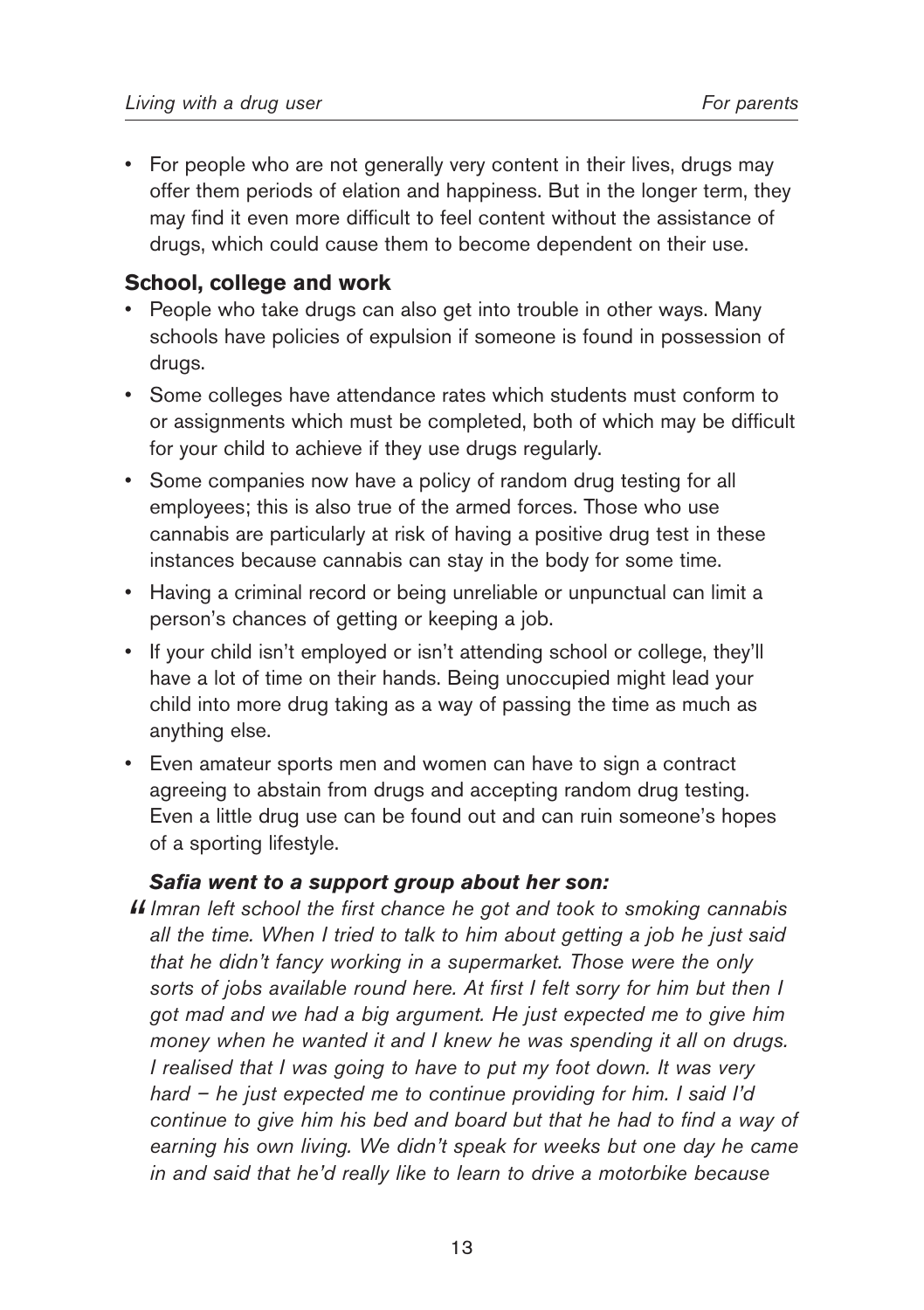- For people who are not generally very content in their lives, drugs may offer them periods of elation and happiness. But in the longer term, they may find it even more difficult to feel content without the assistance of drugs, which could cause them to become dependent on their use.

### School, college and work

- People who take drugs can also get into trouble in other ways. Many schools have policies of expulsion if someone is found in possession of drugs.
- Some colleges have attendance rates which students must conform to or assignments which must be completed, both of which may be difficult for your child to achieve if they use drugs regularly.
- Some companies now have a policy of random drug testing for all employees; this is also true of the armed forces. Those who use cannabis are particularly at risk of having a positive drug test in these instances because cannabis can stay in the body for some time.
- Having a criminal record or being unreliable or unpunctual can limit a person's chances of getting or keeping a job.
- If your child isn't employed or isn't attending school or college, they'll have a lot of time on their hands. Being unoccupied might lead your child into more drug taking as a way of passing the time as much as anything else.
- Even amateur sports men and women can have to sign a contract agreeing to abstain from drugs and accepting random drug testing. Even a little drug use can be found out and can ruin someone's hopes of a sporting lifestyle.

***Safia went to a support group about her son:***

*"Imran left school the first chance he got and took to smoking cannabis all the time. When I tried to talk to him about getting a job he just said that he didn't fancy working in a supermarket. Those were the only sorts of jobs available round here. At first I felt sorry for him but then I got mad and we had a big argument. He just expected me to give him money when he wanted it and I knew he was spending it all on drugs. I realised that I was going to have to put my foot down. It was very hard – he just expected me to continue providing for him. I said I'd continue to give him his bed and board but that he had to find a way of earning his own living. We didn't speak for weeks but one day he came in and said that he'd really like to learn to drive a motorbike because*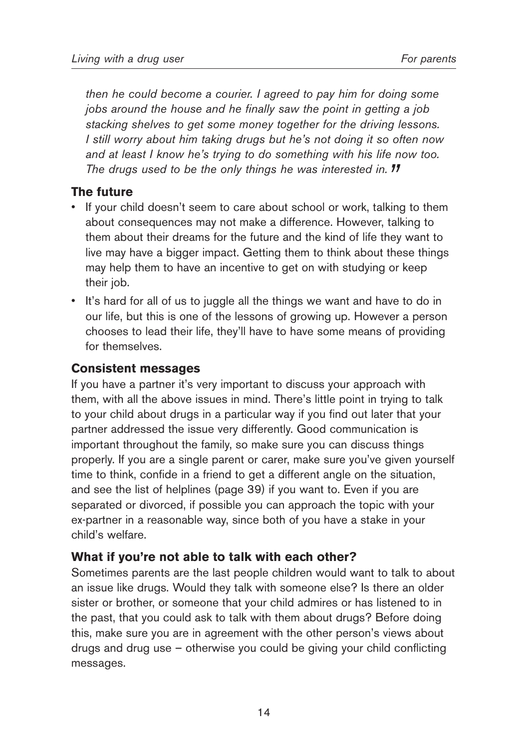*then he could become a courier. I agreed to pay him for doing some jobs around the house and he finally saw the point in getting a job stacking shelves to get some money together for the driving lessons. I still worry about him taking drugs but he's not doing it so often now and at least I know he's trying to do something with his life now too. The drugs used to be the only things he was interested in.* **"**

### The future

- If your child doesn't seem to care about school or work, talking to them about consequences may not make a difference. However, talking to them about their dreams for the future and the kind of life they want to live may have a bigger impact. Getting them to think about these things may help them to have an incentive to get on with studying or keep their job.
- It's hard for all of us to juggle all the things we want and have to do in our life, but this is one of the lessons of growing up. However a person chooses to lead their life, they'll have to have some means of providing for themselves.

### Consistent messages

If you have a partner it's very important to discuss your approach with them, with all the above issues in mind. There's little point in trying to talk to your child about drugs in a particular way if you find out later that your partner addressed the issue very differently. Good communication is important throughout the family, so make sure you can discuss things properly. If you are a single parent or carer, make sure you've given yourself time to think, confide in a friend to get a different angle on the situation, and see the list of helplines (page 39) if you want to. Even if you are separated or divorced, if possible you can approach the topic with your ex-partner in a reasonable way, since both of you have a stake in your child's welfare.

### What if you're not able to talk with each other?

Sometimes parents are the last people children would want to talk to about an issue like drugs. Would they talk with someone else? Is there an older sister or brother, or someone that your child admires or has listened to in the past, that you could ask to talk with them about drugs? Before doing this, make sure you are in agreement with the other person's views about drugs and drug use – otherwise you could be giving your child conflicting messages.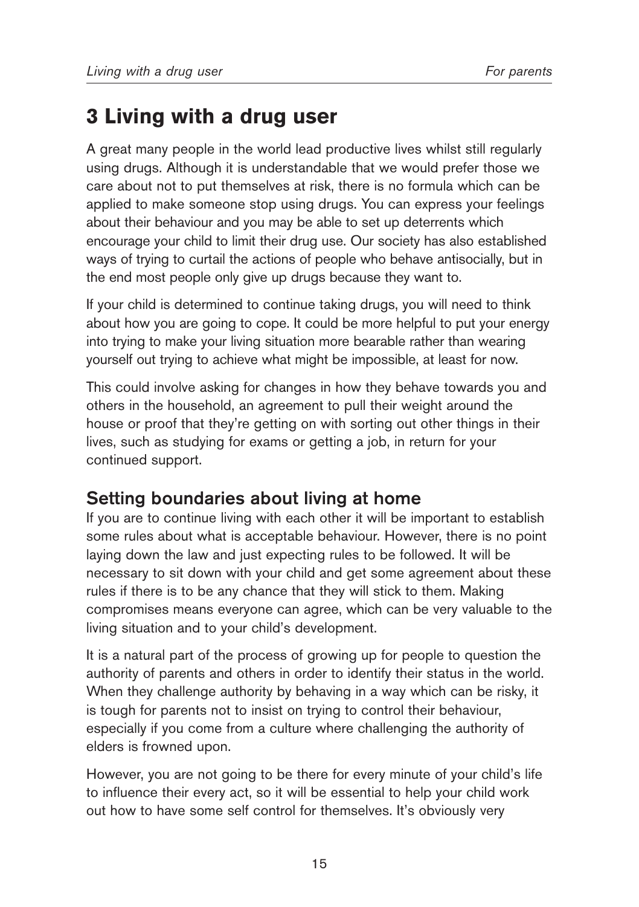# 3 Living with a drug user

A great many people in the world lead productive lives whilst still regularly using drugs. Although it is understandable that we would prefer those we care about not to put themselves at risk, there is no formula which can be applied to make someone stop using drugs. You can express your feelings about their behaviour and you may be able to set up deterrents which encourage your child to limit their drug use. Our society has also established ways of trying to curtail the actions of people who behave antisocially, but in the end most people only give up drugs because they want to.

If your child is determined to continue taking drugs, you will need to think about how you are going to cope. It could be more helpful to put your energy into trying to make your living situation more bearable rather than wearing yourself out trying to achieve what might be impossible, at least for now.

This could involve asking for changes in how they behave towards you and others in the household, an agreement to pull their weight around the house or proof that they're getting on with sorting out other things in their lives, such as studying for exams or getting a job, in return for your continued support.

## Setting boundaries about living at home

If you are to continue living with each other it will be important to establish some rules about what is acceptable behaviour. However, there is no point laying down the law and just expecting rules to be followed. It will be necessary to sit down with your child and get some agreement about these rules if there is to be any chance that they will stick to them. Making compromises means everyone can agree, which can be very valuable to the living situation and to your child's development.

It is a natural part of the process of growing up for people to question the authority of parents and others in order to identify their status in the world. When they challenge authority by behaving in a way which can be risky, it is tough for parents not to insist on trying to control their behaviour, especially if you come from a culture where challenging the authority of elders is frowned upon.

However, you are not going to be there for every minute of your child's life to influence their every act, so it will be essential to help your child work out how to have some self control for themselves. It's obviously very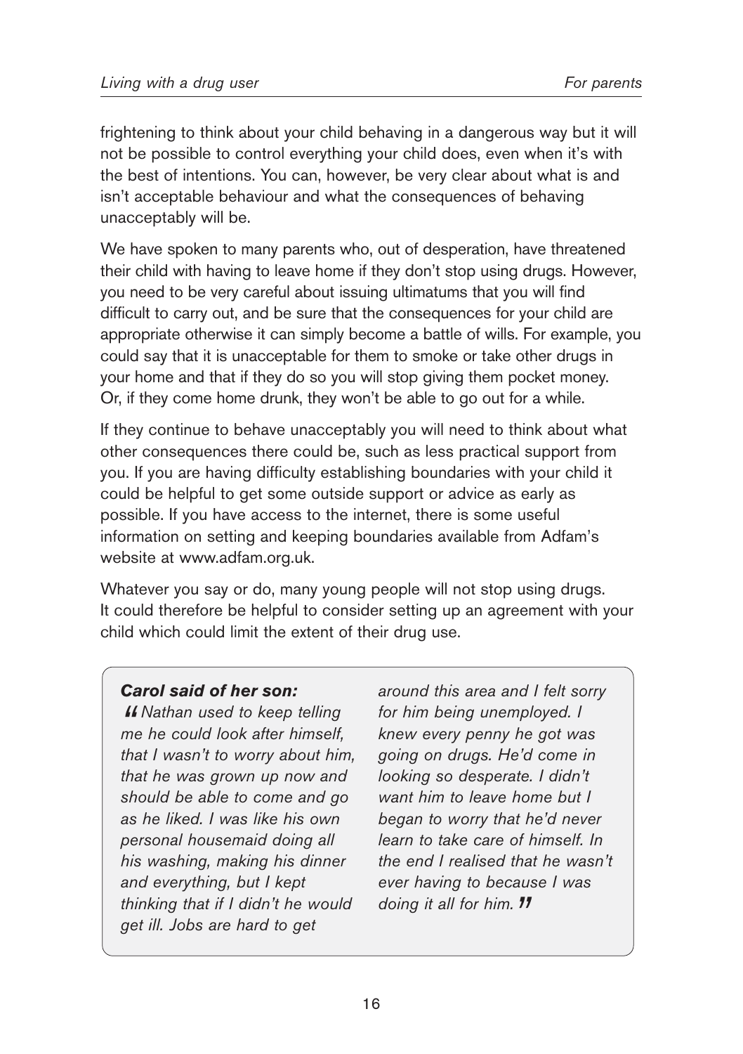frightening to think about your child behaving in a dangerous way but it will not be possible to control everything your child does, even when it's with the best of intentions. You can, however, be very clear about what is and isn't acceptable behaviour and what the consequences of behaving unacceptably will be.

We have spoken to many parents who, out of desperation, have threatened their child with having to leave home if they don't stop using drugs. However, you need to be very careful about issuing ultimatums that you will find difficult to carry out, and be sure that the consequences for your child are appropriate otherwise it can simply become a battle of wills. For example, you could say that it is unacceptable for them to smoke or take other drugs in your home and that if they do so you will stop giving them pocket money. Or, if they come home drunk, they won't be able to go out for a while.

If they continue to behave unacceptably you will need to think about what other consequences there could be, such as less practical support from you. If you are having difficulty establishing boundaries with your child it could be helpful to get some outside support or advice as early as possible. If you have access to the internet, there is some useful information on setting and keeping boundaries available from Adfam's website at www.adfam.org.uk.

Whatever you say or do, many young people will not stop using drugs. It could therefore be helpful to consider setting up an agreement with your child which could limit the extent of their drug use.

> ***Carol said of her son:***
>
> *"Nathan used to keep telling me he could look after himself, that I wasn't to worry about him, that he was grown up now and should be able to come and go as he liked. I was like his own personal housemaid doing all his washing, making his dinner and everything, but I kept thinking that if I didn't he would get ill. Jobs are hard to get around this area and I felt sorry for him being unemployed. I knew every penny he got was going on drugs. He'd come in looking so desperate. I didn't want him to leave home but I began to worry that he'd never learn to take care of himself. In the end I realised that he wasn't ever having to because I was doing it all for him."*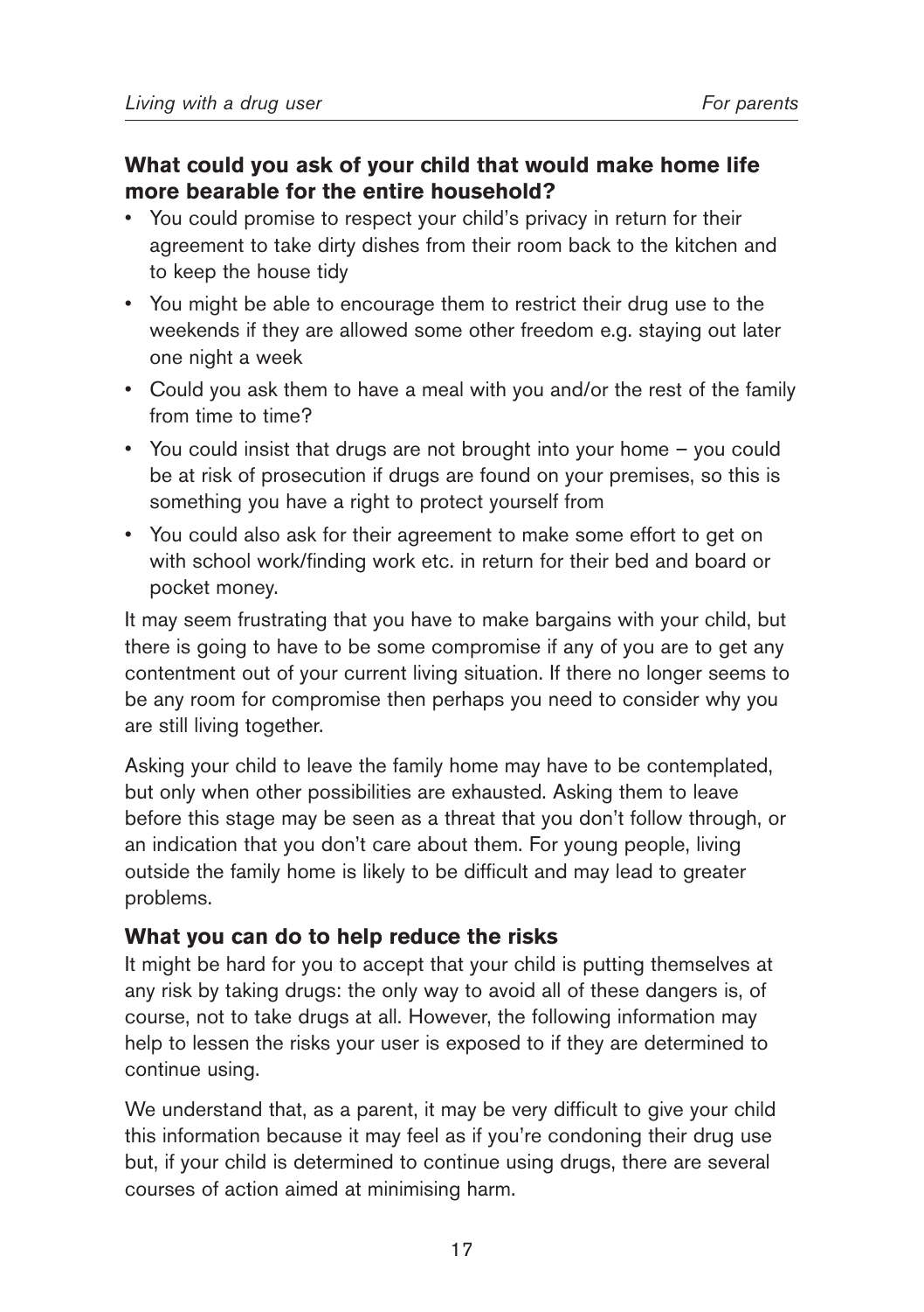### What could you ask of your child that would make home life more bearable for the entire household?

- You could promise to respect your child's privacy in return for their agreement to take dirty dishes from their room back to the kitchen and to keep the house tidy
- You might be able to encourage them to restrict their drug use to the weekends if they are allowed some other freedom e.g. staying out later one night a week
- Could you ask them to have a meal with you and/or the rest of the family from time to time?
- You could insist that drugs are not brought into your home – you could be at risk of prosecution if drugs are found on your premises, so this is something you have a right to protect yourself from
- You could also ask for their agreement to make some effort to get on with school work/finding work etc. in return for their bed and board or pocket money.

It may seem frustrating that you have to make bargains with your child, but there is going to have to be some compromise if any of you are to get any contentment out of your current living situation. If there no longer seems to be any room for compromise then perhaps you need to consider why you are still living together.

Asking your child to leave the family home may have to be contemplated, but only when other possibilities are exhausted. Asking them to leave before this stage may be seen as a threat that you don't follow through, or an indication that you don't care about them. For young people, living outside the family home is likely to be difficult and may lead to greater problems.

### What you can do to help reduce the risks

It might be hard for you to accept that your child is putting themselves at any risk by taking drugs: the only way to avoid all of these dangers is, of course, not to take drugs at all. However, the following information may help to lessen the risks your user is exposed to if they are determined to continue using.

We understand that, as a parent, it may be very difficult to give your child this information because it may feel as if you're condoning their drug use but, if your child is determined to continue using drugs, there are several courses of action aimed at minimising harm.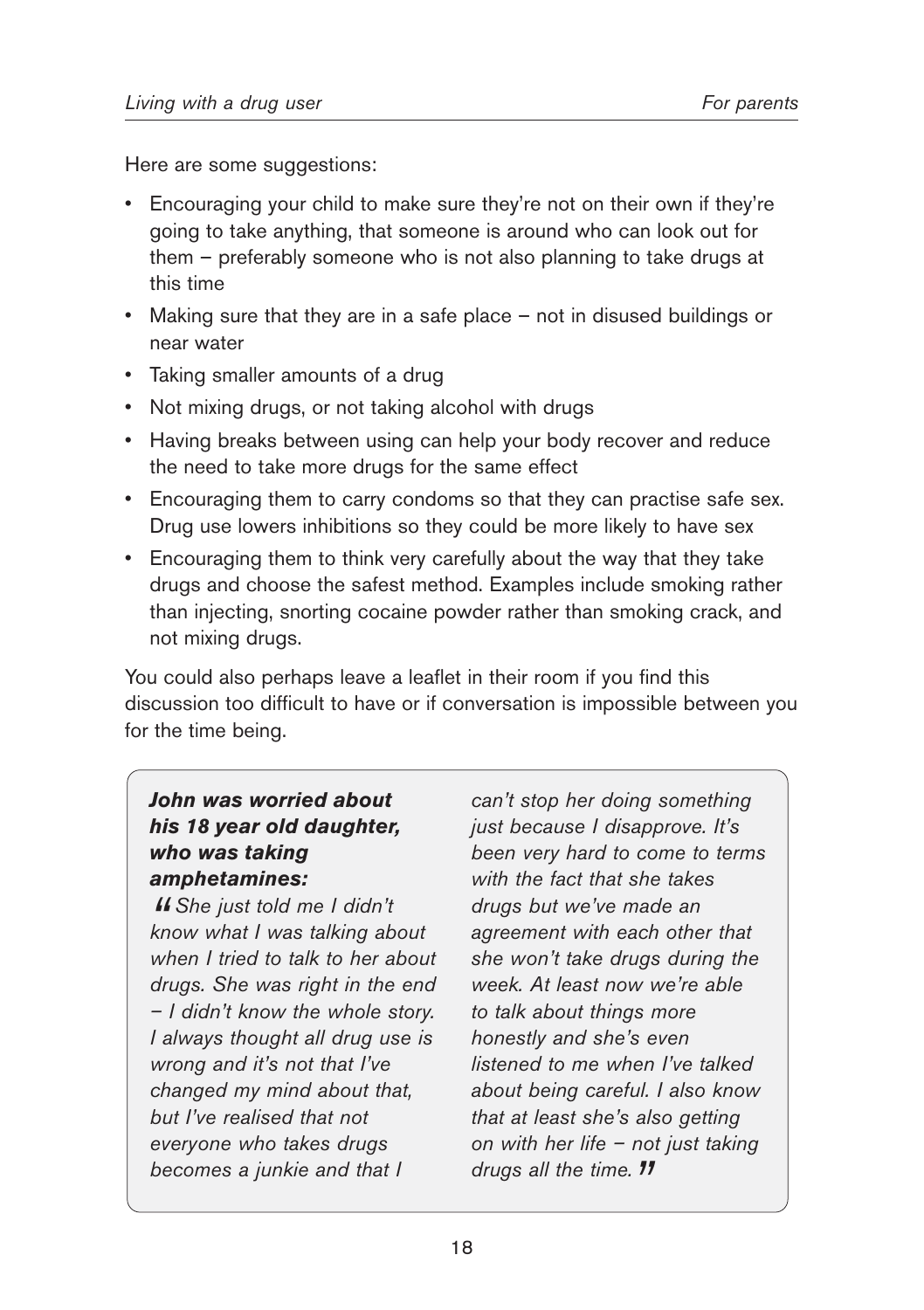Here are some suggestions:

- Encouraging your child to make sure they're not on their own if they're going to take anything, that someone is around who can look out for them – preferably someone who is not also planning to take drugs at this time
- Making sure that they are in a safe place – not in disused buildings or near water
- Taking smaller amounts of a drug
- Not mixing drugs, or not taking alcohol with drugs
- Having breaks between using can help your body recover and reduce the need to take more drugs for the same effect
- Encouraging them to carry condoms so that they can practise safe sex. Drug use lowers inhibitions so they could be more likely to have sex
- Encouraging them to think very carefully about the way that they take drugs and choose the safest method. Examples include smoking rather than injecting, snorting cocaine powder rather than smoking crack, and not mixing drugs.

You could also perhaps leave a leaflet in their room if you find this discussion too difficult to have or if conversation is impossible between you for the time being.

> ***John was worried about his 18 year old daughter, who was taking amphetamines:***
>
> *"She just told me I didn't know what I was talking about when I tried to talk to her about drugs. She was right in the end – I didn't know the whole story. I always thought all drug use is wrong and it's not that I've changed my mind about that, but I've realised that not everyone who takes drugs becomes a junkie and that I can't stop her doing something just because I disapprove. It's been very hard to come to terms with the fact that she takes drugs but we've made an agreement with each other that she won't take drugs during the week. At least now we're able to talk about things more honestly and she's even listened to me when I've talked about being careful. I also know that at least she's also getting on with her life – not just taking drugs all the time."*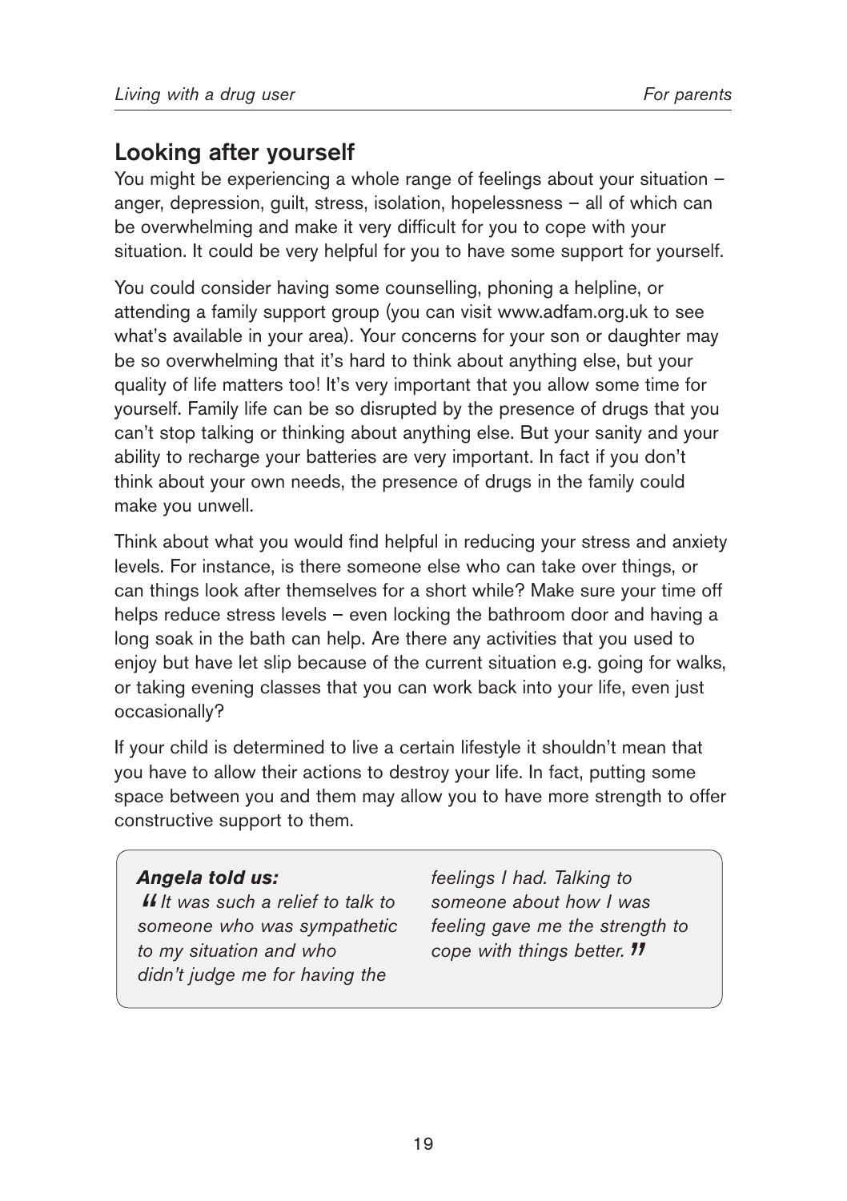## Looking after yourself

You might be experiencing a whole range of feelings about your situation – anger, depression, guilt, stress, isolation, hopelessness – all of which can be overwhelming and make it very difficult for you to cope with your situation. It could be very helpful for you to have some support for yourself.

You could consider having some counselling, phoning a helpline, or attending a family support group (you can visit www.adfam.org.uk to see what's available in your area). Your concerns for your son or daughter may be so overwhelming that it's hard to think about anything else, but your quality of life matters too! It's very important that you allow some time for yourself. Family life can be so disrupted by the presence of drugs that you can't stop talking or thinking about anything else. But your sanity and your ability to recharge your batteries are very important. In fact if you don't think about your own needs, the presence of drugs in the family could make you unwell.

Think about what you would find helpful in reducing your stress and anxiety levels. For instance, is there someone else who can take over things, or can things look after themselves for a short while? Make sure your time off helps reduce stress levels – even locking the bathroom door and having a long soak in the bath can help. Are there any activities that you used to enjoy but have let slip because of the current situation e.g. going for walks, or taking evening classes that you can work back into your life, even just occasionally?

If your child is determined to live a certain lifestyle it shouldn't mean that you have to allow their actions to destroy your life. In fact, putting some space between you and them may allow you to have more strength to offer constructive support to them.

> ***Angela told us:***
> *"It was such a relief to talk to someone who was sympathetic to my situation and who didn't judge me for having the feelings I had. Talking to someone about how I was feeling gave me the strength to cope with things better."*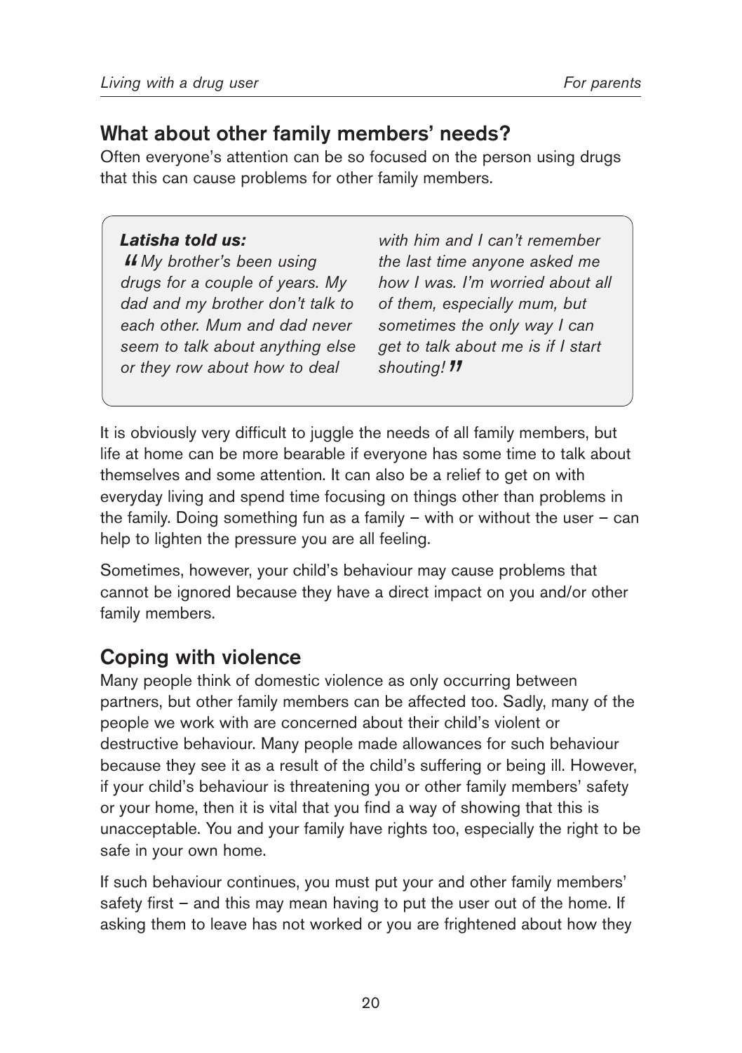## What about other family members' needs?

Often everyone's attention can be so focused on the person using drugs that this can cause problems for other family members.

> ***Latisha told us:***
>
> *"My brother's been using drugs for a couple of years. My dad and my brother don't talk to each other. Mum and dad never seem to talk about anything else or they row about how to deal with him and I can't remember the last time anyone asked me how I was. I'm worried about all of them, especially mum, but sometimes the only way I can get to talk about me is if I start shouting!"*

It is obviously very difficult to juggle the needs of all family members, but life at home can be more bearable if everyone has some time to talk about themselves and some attention. It can also be a relief to get on with everyday living and spend time focusing on things other than problems in the family. Doing something fun as a family – with or without the user – can help to lighten the pressure you are all feeling.

Sometimes, however, your child's behaviour may cause problems that cannot be ignored because they have a direct impact on you and/or other family members.

## Coping with violence

Many people think of domestic violence as only occurring between partners, but other family members can be affected too. Sadly, many of the people we work with are concerned about their child's violent or destructive behaviour. Many people made allowances for such behaviour because they see it as a result of the child's suffering or being ill. However, if your child's behaviour is threatening you or other family members' safety or your home, then it is vital that you find a way of showing that this is unacceptable. You and your family have rights too, especially the right to be safe in your own home.

If such behaviour continues, you must put your and other family members' safety first – and this may mean having to put the user out of the home. If asking them to leave has not worked or you are frightened about how they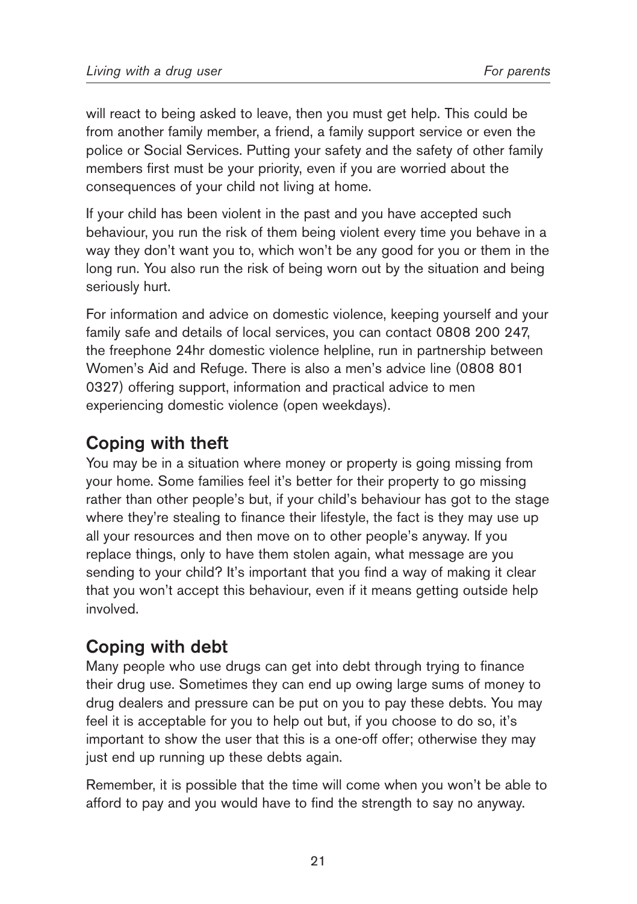will react to being asked to leave, then you must get help. This could be from another family member, a friend, a family support service or even the police or Social Services. Putting your safety and the safety of other family members first must be your priority, even if you are worried about the consequences of your child not living at home.

If your child has been violent in the past and you have accepted such behaviour, you run the risk of them being violent every time you behave in a way they don't want you to, which won't be any good for you or them in the long run. You also run the risk of being worn out by the situation and being seriously hurt.

For information and advice on domestic violence, keeping yourself and your family safe and details of local services, you can contact 0808 200 247, the freephone 24hr domestic violence helpline, run in partnership between Women's Aid and Refuge. There is also a men's advice line (0808 801 0327) offering support, information and practical advice to men experiencing domestic violence (open weekdays).

## Coping with theft

You may be in a situation where money or property is going missing from your home. Some families feel it's better for their property to go missing rather than other people's but, if your child's behaviour has got to the stage where they're stealing to finance their lifestyle, the fact is they may use up all your resources and then move on to other people's anyway. If you replace things, only to have them stolen again, what message are you sending to your child? It's important that you find a way of making it clear that you won't accept this behaviour, even if it means getting outside help involved.

## Coping with debt

Many people who use drugs can get into debt through trying to finance their drug use. Sometimes they can end up owing large sums of money to drug dealers and pressure can be put on you to pay these debts. You may feel it is acceptable for you to help out but, if you choose to do so, it's important to show the user that this is a one-off offer; otherwise they may just end up running up these debts again.

Remember, it is possible that the time will come when you won't be able to afford to pay and you would have to find the strength to say no anyway.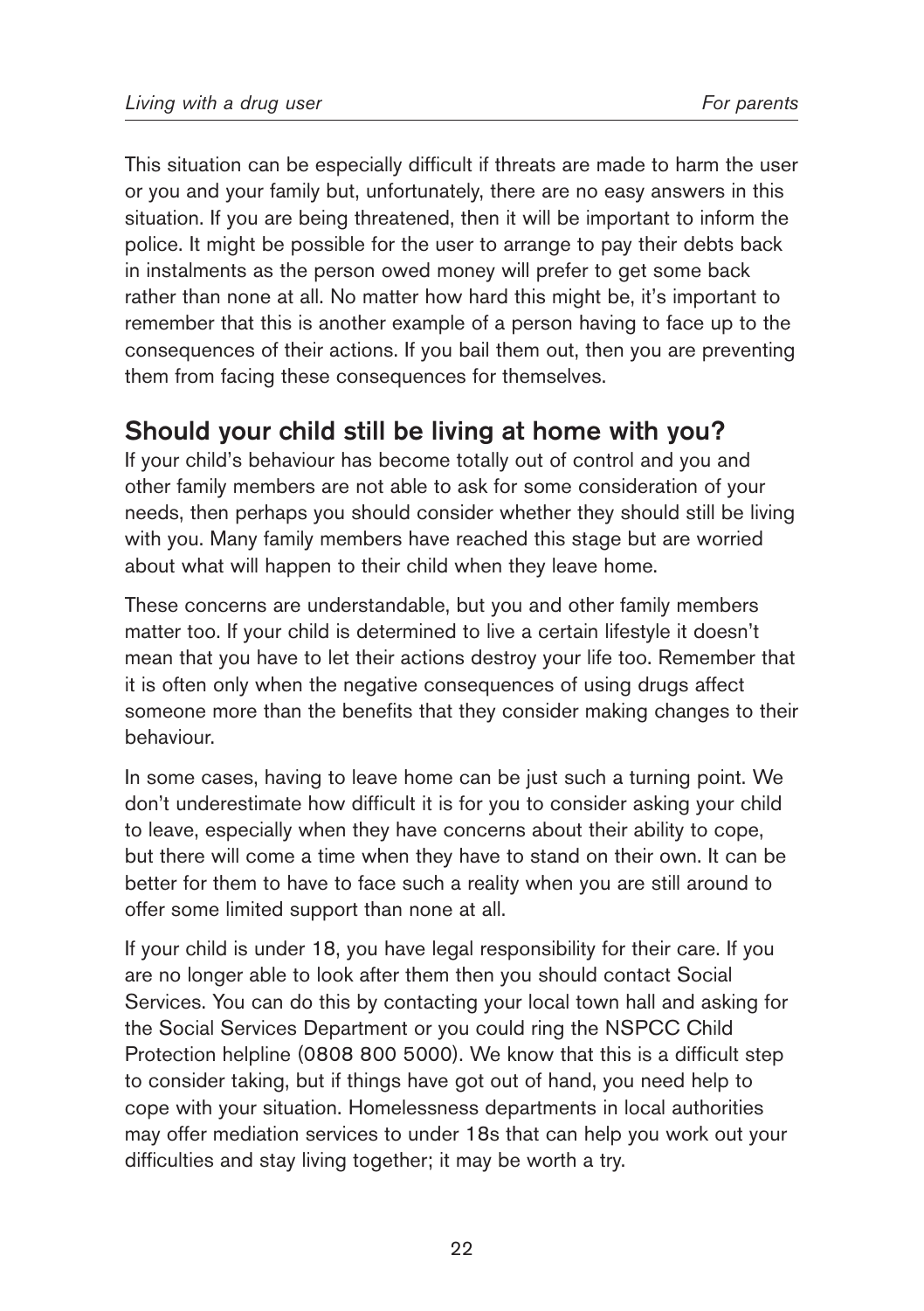This situation can be especially difficult if threats are made to harm the user or you and your family but, unfortunately, there are no easy answers in this situation. If you are being threatened, then it will be important to inform the police. It might be possible for the user to arrange to pay their debts back in instalments as the person owed money will prefer to get some back rather than none at all. No matter how hard this might be, it's important to remember that this is another example of a person having to face up to the consequences of their actions. If you bail them out, then you are preventing them from facing these consequences for themselves.

## Should your child still be living at home with you?

If your child's behaviour has become totally out of control and you and other family members are not able to ask for some consideration of your needs, then perhaps you should consider whether they should still be living with you. Many family members have reached this stage but are worried about what will happen to their child when they leave home.

These concerns are understandable, but you and other family members matter too. If your child is determined to live a certain lifestyle it doesn't mean that you have to let their actions destroy your life too. Remember that it is often only when the negative consequences of using drugs affect someone more than the benefits that they consider making changes to their behaviour.

In some cases, having to leave home can be just such a turning point. We don't underestimate how difficult it is for you to consider asking your child to leave, especially when they have concerns about their ability to cope, but there will come a time when they have to stand on their own. It can be better for them to have to face such a reality when you are still around to offer some limited support than none at all.

If your child is under 18, you have legal responsibility for their care. If you are no longer able to look after them then you should contact Social Services. You can do this by contacting your local town hall and asking for the Social Services Department or you could ring the NSPCC Child Protection helpline (0808 800 5000). We know that this is a difficult step to consider taking, but if things have got out of hand, you need help to cope with your situation. Homelessness departments in local authorities may offer mediation services to under 18s that can help you work out your difficulties and stay living together; it may be worth a try.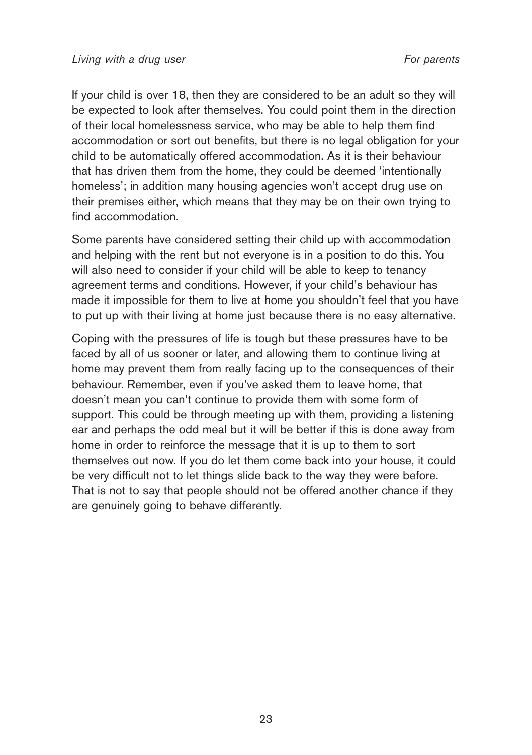If your child is over 18, then they are considered to be an adult so they will be expected to look after themselves. You could point them in the direction of their local homelessness service, who may be able to help them find accommodation or sort out benefits, but there is no legal obligation for your child to be automatically offered accommodation. As it is their behaviour that has driven them from the home, they could be deemed 'intentionally homeless'; in addition many housing agencies won't accept drug use on their premises either, which means that they may be on their own trying to find accommodation.

Some parents have considered setting their child up with accommodation and helping with the rent but not everyone is in a position to do this. You will also need to consider if your child will be able to keep to tenancy agreement terms and conditions. However, if your child's behaviour has made it impossible for them to live at home you shouldn't feel that you have to put up with their living at home just because there is no easy alternative.

Coping with the pressures of life is tough but these pressures have to be faced by all of us sooner or later, and allowing them to continue living at home may prevent them from really facing up to the consequences of their behaviour. Remember, even if you've asked them to leave home, that doesn't mean you can't continue to provide them with some form of support. This could be through meeting up with them, providing a listening ear and perhaps the odd meal but it will be better if this is done away from home in order to reinforce the message that it is up to them to sort themselves out now. If you do let them come back into your house, it could be very difficult not to let things slide back to the way they were before. That is not to say that people should not be offered another chance if they are genuinely going to behave differently.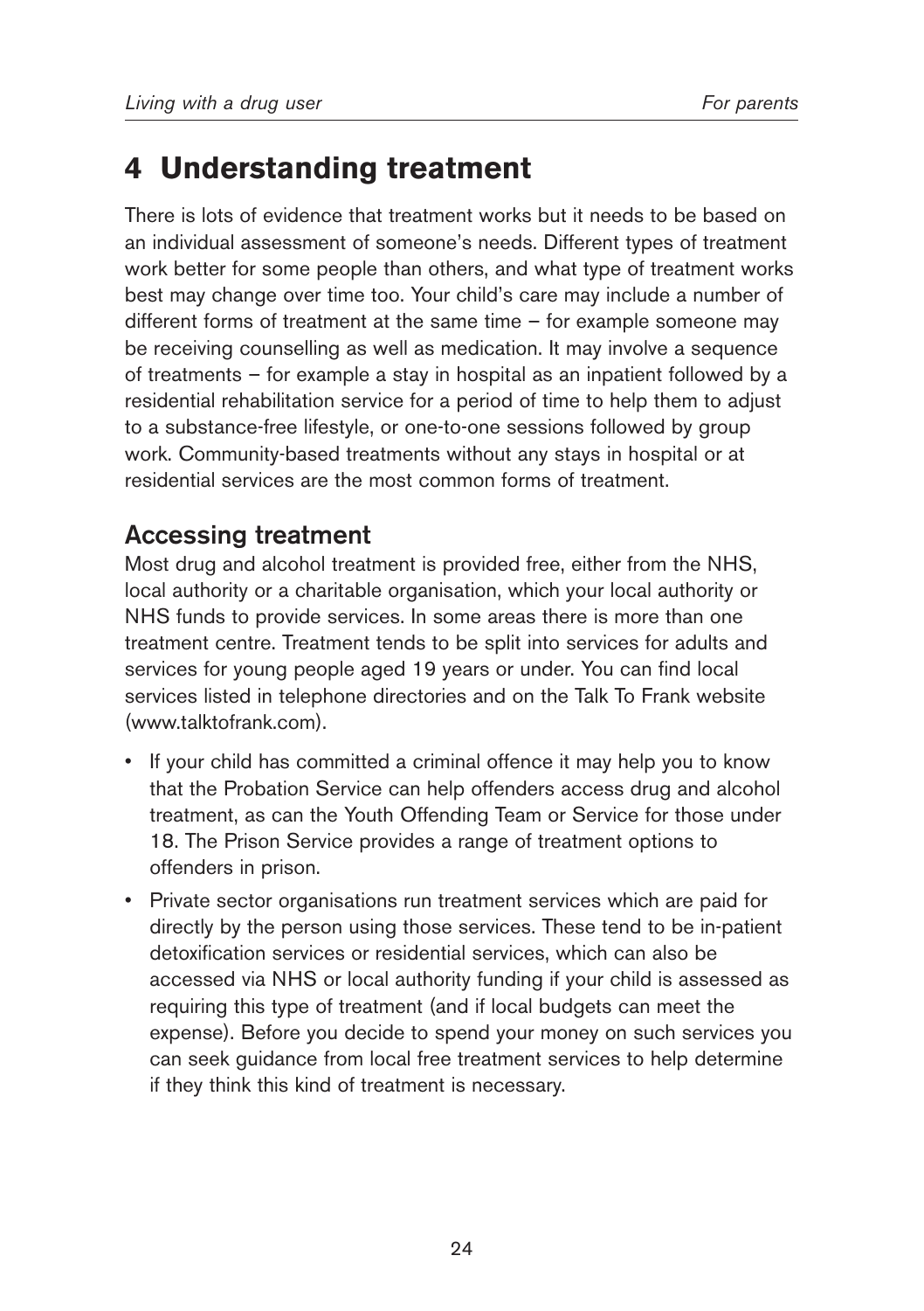# 4 Understanding treatment

There is lots of evidence that treatment works but it needs to be based on an individual assessment of someone's needs. Different types of treatment work better for some people than others, and what type of treatment works best may change over time too. Your child's care may include a number of different forms of treatment at the same time – for example someone may be receiving counselling as well as medication. It may involve a sequence of treatments – for example a stay in hospital as an inpatient followed by a residential rehabilitation service for a period of time to help them to adjust to a substance-free lifestyle, or one-to-one sessions followed by group work. Community-based treatments without any stays in hospital or at residential services are the most common forms of treatment.

## Accessing treatment

Most drug and alcohol treatment is provided free, either from the NHS, local authority or a charitable organisation, which your local authority or NHS funds to provide services. In some areas there is more than one treatment centre. Treatment tends to be split into services for adults and services for young people aged 19 years or under. You can find local services listed in telephone directories and on the Talk To Frank website (www.talktofrank.com).

- If your child has committed a criminal offence it may help you to know that the Probation Service can help offenders access drug and alcohol treatment, as can the Youth Offending Team or Service for those under 18. The Prison Service provides a range of treatment options to offenders in prison.
- Private sector organisations run treatment services which are paid for directly by the person using those services. These tend to be in-patient detoxification services or residential services, which can also be accessed via NHS or local authority funding if your child is assessed as requiring this type of treatment (and if local budgets can meet the expense). Before you decide to spend your money on such services you can seek guidance from local free treatment services to help determine if they think this kind of treatment is necessary.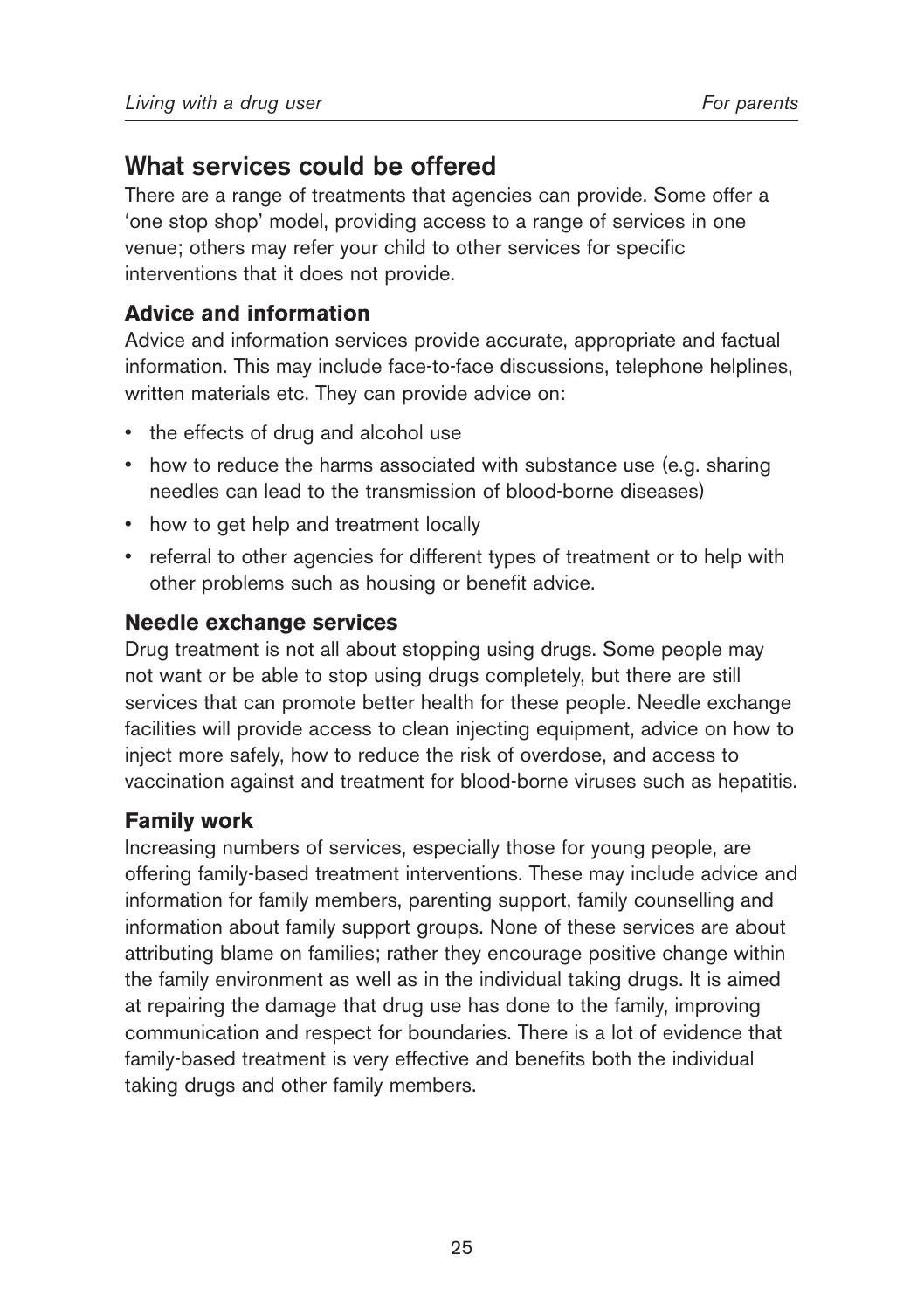## What services could be offered

There are a range of treatments that agencies can provide. Some offer a 'one stop shop' model, providing access to a range of services in one venue; others may refer your child to other services for specific interventions that it does not provide.

### Advice and information

Advice and information services provide accurate, appropriate and factual information. This may include face-to-face discussions, telephone helplines, written materials etc. They can provide advice on:

- the effects of drug and alcohol use
- how to reduce the harms associated with substance use (e.g. sharing needles can lead to the transmission of blood-borne diseases)
- how to get help and treatment locally
- referral to other agencies for different types of treatment or to help with other problems such as housing or benefit advice.

### Needle exchange services

Drug treatment is not all about stopping using drugs. Some people may not want or be able to stop using drugs completely, but there are still services that can promote better health for these people. Needle exchange facilities will provide access to clean injecting equipment, advice on how to inject more safely, how to reduce the risk of overdose, and access to vaccination against and treatment for blood-borne viruses such as hepatitis.

### Family work

Increasing numbers of services, especially those for young people, are offering family-based treatment interventions. These may include advice and information for family members, parenting support, family counselling and information about family support groups. None of these services are about attributing blame on families; rather they encourage positive change within the family environment as well as in the individual taking drugs. It is aimed at repairing the damage that drug use has done to the family, improving communication and respect for boundaries. There is a lot of evidence that family-based treatment is very effective and benefits both the individual taking drugs and other family members.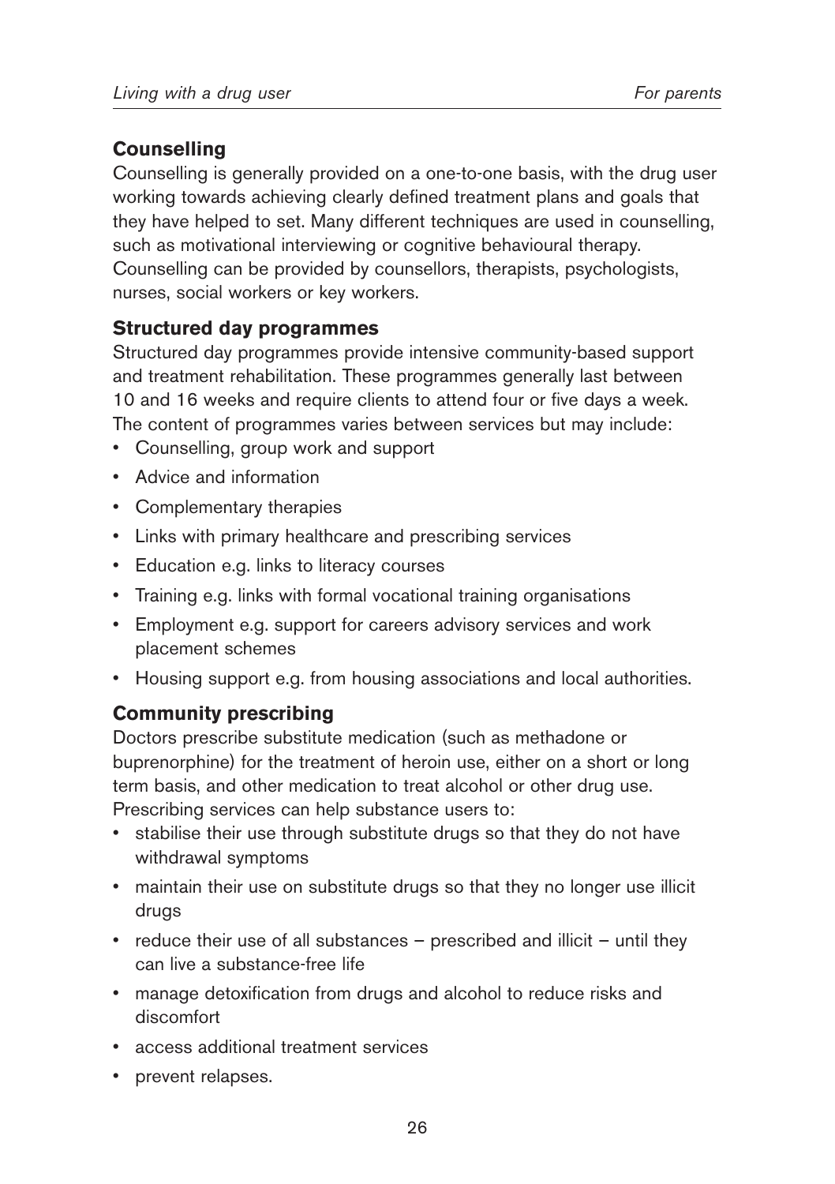### Counselling

Counselling is generally provided on a one-to-one basis, with the drug user working towards achieving clearly defined treatment plans and goals that they have helped to set. Many different techniques are used in counselling, such as motivational interviewing or cognitive behavioural therapy. Counselling can be provided by counsellors, therapists, psychologists, nurses, social workers or key workers.

### Structured day programmes

Structured day programmes provide intensive community-based support and treatment rehabilitation. These programmes generally last between 10 and 16 weeks and require clients to attend four or five days a week. The content of programmes varies between services but may include:

- Counselling, group work and support
- Advice and information
- Complementary therapies
- Links with primary healthcare and prescribing services
- Education e.g. links to literacy courses
- Training e.g. links with formal vocational training organisations
- Employment e.g. support for careers advisory services and work placement schemes
- Housing support e.g. from housing associations and local authorities.

### Community prescribing

Doctors prescribe substitute medication (such as methadone or buprenorphine) for the treatment of heroin use, either on a short or long term basis, and other medication to treat alcohol or other drug use. Prescribing services can help substance users to:

- stabilise their use through substitute drugs so that they do not have withdrawal symptoms
- maintain their use on substitute drugs so that they no longer use illicit drugs
- reduce their use of all substances – prescribed and illicit – until they can live a substance-free life
- manage detoxification from drugs and alcohol to reduce risks and discomfort
- access additional treatment services
- prevent relapses.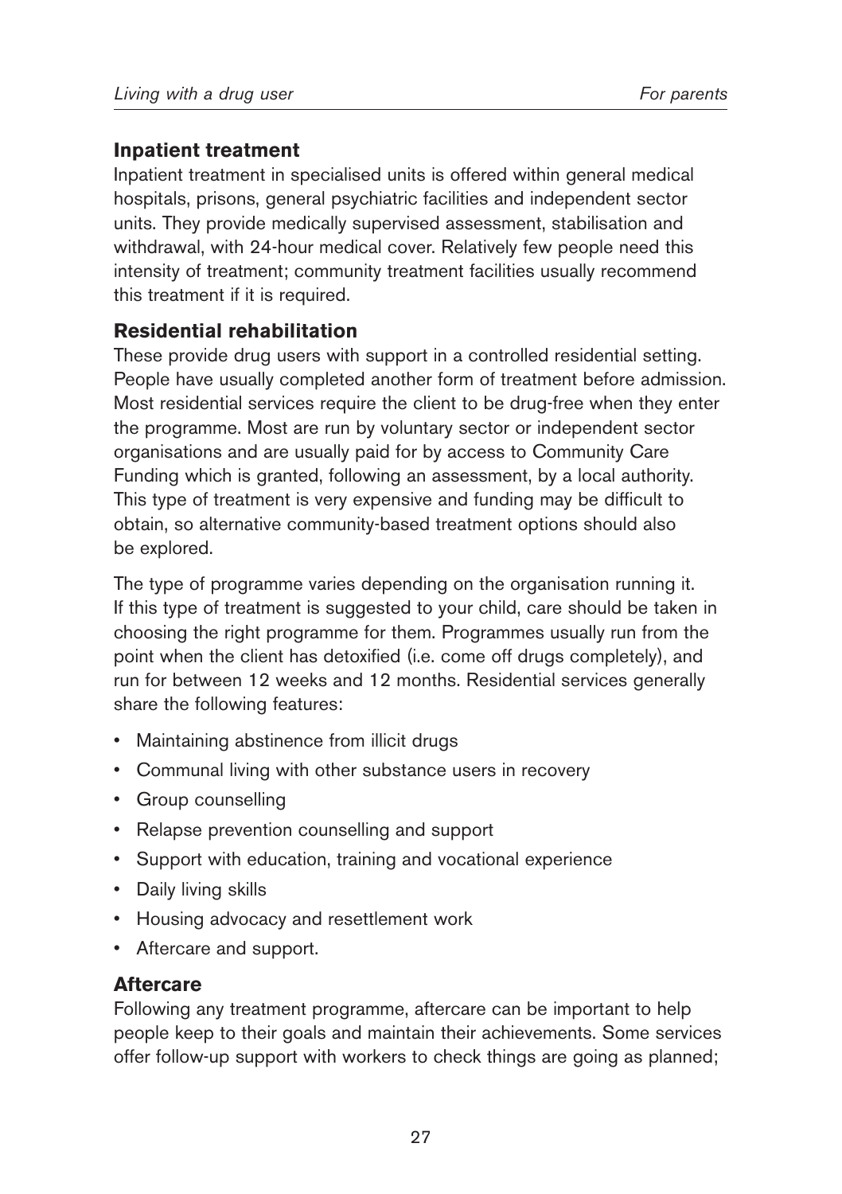### Inpatient treatment

Inpatient treatment in specialised units is offered within general medical hospitals, prisons, general psychiatric facilities and independent sector units. They provide medically supervised assessment, stabilisation and withdrawal, with 24-hour medical cover. Relatively few people need this intensity of treatment; community treatment facilities usually recommend this treatment if it is required.

### Residential rehabilitation

These provide drug users with support in a controlled residential setting. People have usually completed another form of treatment before admission. Most residential services require the client to be drug-free when they enter the programme. Most are run by voluntary sector or independent sector organisations and are usually paid for by access to Community Care Funding which is granted, following an assessment, by a local authority. This type of treatment is very expensive and funding may be difficult to obtain, so alternative community-based treatment options should also be explored.

The type of programme varies depending on the organisation running it. If this type of treatment is suggested to your child, care should be taken in choosing the right programme for them. Programmes usually run from the point when the client has detoxified (i.e. come off drugs completely), and run for between 12 weeks and 12 months. Residential services generally share the following features:

- Maintaining abstinence from illicit drugs
- Communal living with other substance users in recovery
- Group counselling
- Relapse prevention counselling and support
- Support with education, training and vocational experience
- Daily living skills
- Housing advocacy and resettlement work
- Aftercare and support.

### Aftercare

Following any treatment programme, aftercare can be important to help people keep to their goals and maintain their achievements. Some services offer follow-up support with workers to check things are going as planned;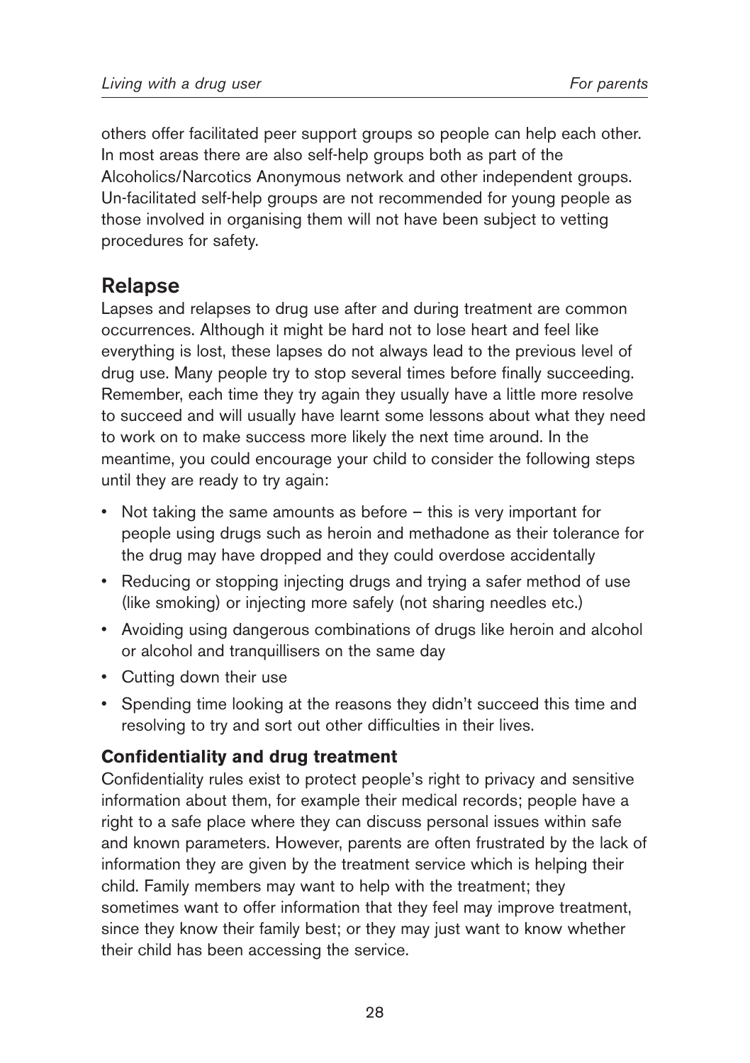others offer facilitated peer support groups so people can help each other. In most areas there are also self-help groups both as part of the Alcoholics/Narcotics Anonymous network and other independent groups. Un-facilitated self-help groups are not recommended for young people as those involved in organising them will not have been subject to vetting procedures for safety.

## Relapse

Lapses and relapses to drug use after and during treatment are common occurrences. Although it might be hard not to lose heart and feel like everything is lost, these lapses do not always lead to the previous level of drug use. Many people try to stop several times before finally succeeding. Remember, each time they try again they usually have a little more resolve to succeed and will usually have learnt some lessons about what they need to work on to make success more likely the next time around. In the meantime, you could encourage your child to consider the following steps until they are ready to try again:

- Not taking the same amounts as before – this is very important for people using drugs such as heroin and methadone as their tolerance for the drug may have dropped and they could overdose accidentally
- Reducing or stopping injecting drugs and trying a safer method of use (like smoking) or injecting more safely (not sharing needles etc.)
- Avoiding using dangerous combinations of drugs like heroin and alcohol or alcohol and tranquillisers on the same day
- Cutting down their use
- Spending time looking at the reasons they didn't succeed this time and resolving to try and sort out other difficulties in their lives.

### Confidentiality and drug treatment

Confidentiality rules exist to protect people's right to privacy and sensitive information about them, for example their medical records; people have a right to a safe place where they can discuss personal issues within safe and known parameters. However, parents are often frustrated by the lack of information they are given by the treatment service which is helping their child. Family members may want to help with the treatment; they sometimes want to offer information that they feel may improve treatment, since they know their family best; or they may just want to know whether their child has been accessing the service.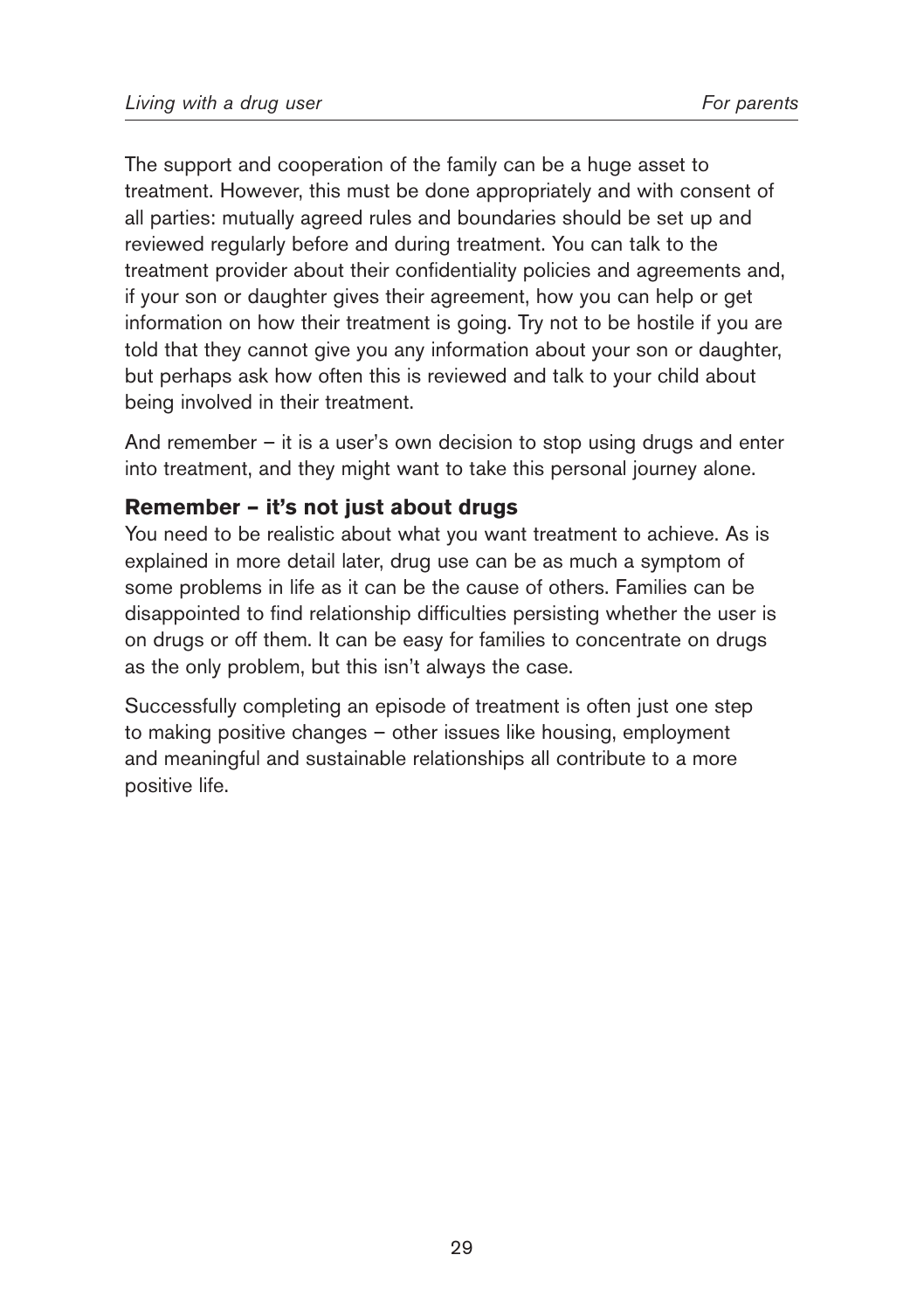The support and cooperation of the family can be a huge asset to treatment. However, this must be done appropriately and with consent of all parties: mutually agreed rules and boundaries should be set up and reviewed regularly before and during treatment. You can talk to the treatment provider about their confidentiality policies and agreements and, if your son or daughter gives their agreement, how you can help or get information on how their treatment is going. Try not to be hostile if you are told that they cannot give you any information about your son or daughter, but perhaps ask how often this is reviewed and talk to your child about being involved in their treatment.

And remember – it is a user's own decision to stop using drugs and enter into treatment, and they might want to take this personal journey alone.

### Remember – it's not just about drugs

You need to be realistic about what you want treatment to achieve. As is explained in more detail later, drug use can be as much a symptom of some problems in life as it can be the cause of others. Families can be disappointed to find relationship difficulties persisting whether the user is on drugs or off them. It can be easy for families to concentrate on drugs as the only problem, but this isn't always the case.

Successfully completing an episode of treatment is often just one step to making positive changes – other issues like housing, employment and meaningful and sustainable relationships all contribute to a more positive life.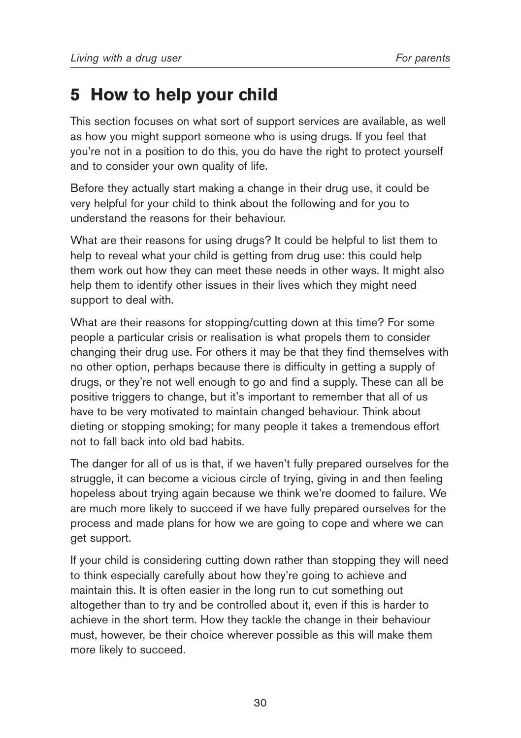## 5 How to help your child

This section focuses on what sort of support services are available, as well as how you might support someone who is using drugs. If you feel that you're not in a position to do this, you do have the right to protect yourself and to consider your own quality of life.

Before they actually start making a change in their drug use, it could be very helpful for your child to think about the following and for you to understand the reasons for their behaviour.

What are their reasons for using drugs? It could be helpful to list them to help to reveal what your child is getting from drug use: this could help them work out how they can meet these needs in other ways. It might also help them to identify other issues in their lives which they might need support to deal with.

What are their reasons for stopping/cutting down at this time? For some people a particular crisis or realisation is what propels them to consider changing their drug use. For others it may be that they find themselves with no other option, perhaps because there is difficulty in getting a supply of drugs, or they're not well enough to go and find a supply. These can all be positive triggers to change, but it's important to remember that all of us have to be very motivated to maintain changed behaviour. Think about dieting or stopping smoking; for many people it takes a tremendous effort not to fall back into old bad habits.

The danger for all of us is that, if we haven't fully prepared ourselves for the struggle, it can become a vicious circle of trying, giving in and then feeling hopeless about trying again because we think we're doomed to failure. We are much more likely to succeed if we have fully prepared ourselves for the process and made plans for how we are going to cope and where we can get support.

If your child is considering cutting down rather than stopping they will need to think especially carefully about how they're going to achieve and maintain this. It is often easier in the long run to cut something out altogether than to try and be controlled about it, even if this is harder to achieve in the short term. How they tackle the change in their behaviour must, however, be their choice wherever possible as this will make them more likely to succeed.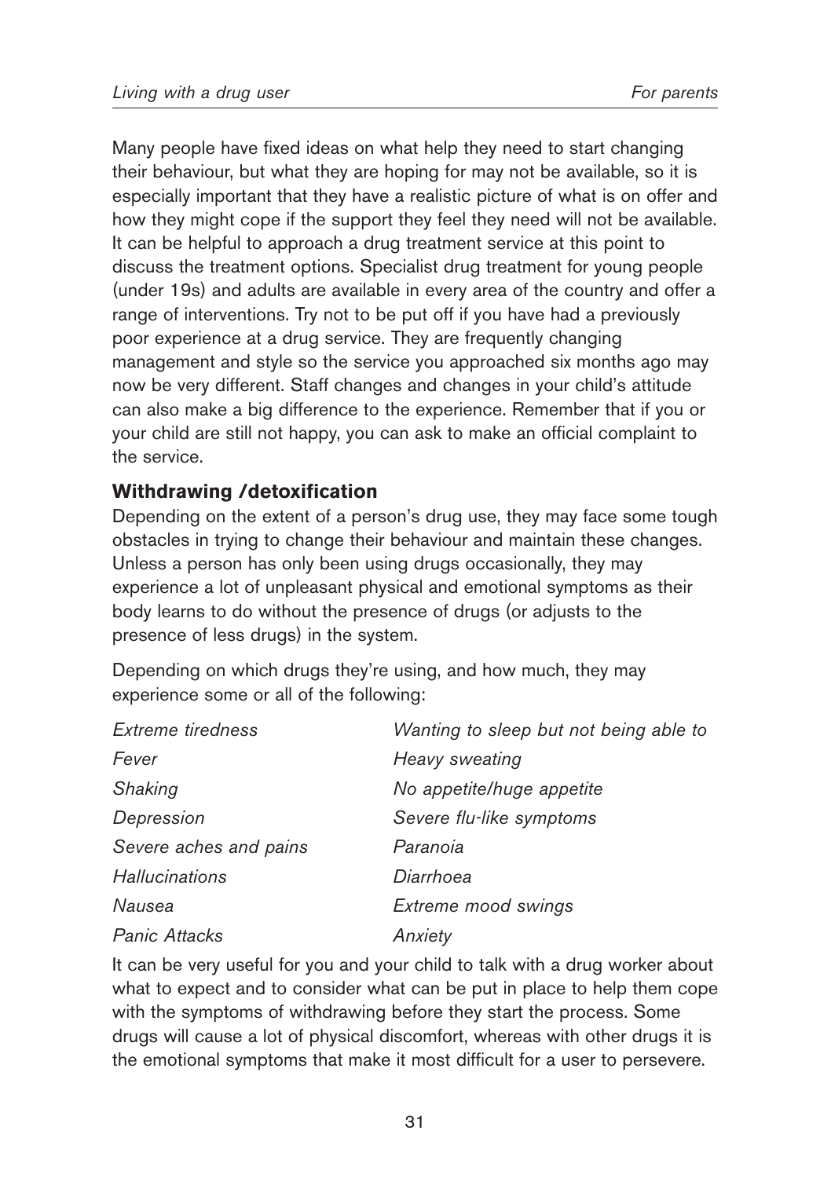Many people have fixed ideas on what help they need to start changing their behaviour, but what they are hoping for may not be available, so it is especially important that they have a realistic picture of what is on offer and how they might cope if the support they feel they need will not be available. It can be helpful to approach a drug treatment service at this point to discuss the treatment options. Specialist drug treatment for young people (under 19s) and adults are available in every area of the country and offer a range of interventions. Try not to be put off if you have had a previously poor experience at a drug service. They are frequently changing management and style so the service you approached six months ago may now be very different. Staff changes and changes in your child's attitude can also make a big difference to the experience. Remember that if you or your child are still not happy, you can ask to make an official complaint to the service.

**Withdrawing /detoxification**

Depending on the extent of a person's drug use, they may face some tough obstacles in trying to change their behaviour and maintain these changes. Unless a person has only been using drugs occasionally, they may experience a lot of unpleasant physical and emotional symptoms as their body learns to do without the presence of drugs (or adjusts to the presence of less drugs) in the system.

Depending on which drugs they're using, and how much, they may experience some or all of the following:

*Extreme tiredness*
*Wanting to sleep but not being able to*
*Fever*
*Heavy sweating*
*Shaking*
*No appetite/huge appetite*
*Depression*
*Severe flu-like symptoms*
*Severe aches and pains*
*Paranoia*
*Hallucinations*
*Diarrhoea*
*Nausea*
*Extreme mood swings*
*Panic Attacks*
*Anxiety*

It can be very useful for you and your child to talk with a drug worker about what to expect and to consider what can be put in place to help them cope with the symptoms of withdrawing before they start the process. Some drugs will cause a lot of physical discomfort, whereas with other drugs it is the emotional symptoms that make it most difficult for a user to persevere.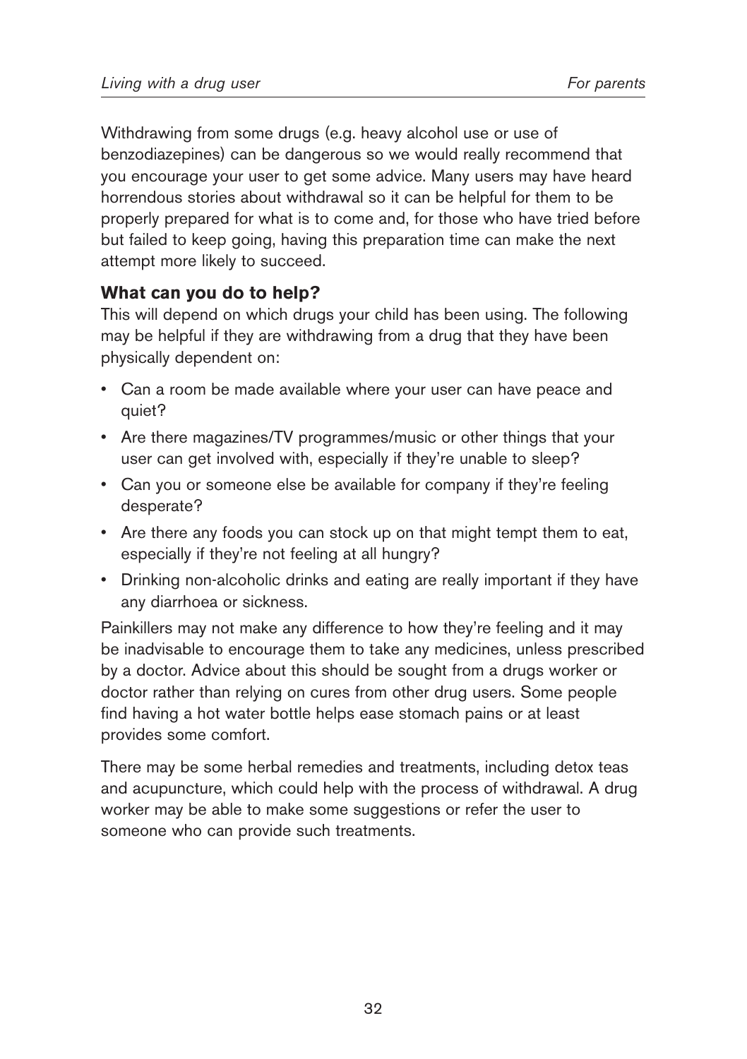Withdrawing from some drugs (e.g. heavy alcohol use or use of benzodiazepines) can be dangerous so we would really recommend that you encourage your user to get some advice. Many users may have heard horrendous stories about withdrawal so it can be helpful for them to be properly prepared for what is to come and, for those who have tried before but failed to keep going, having this preparation time can make the next attempt more likely to succeed.

### What can you do to help?

This will depend on which drugs your child has been using. The following may be helpful if they are withdrawing from a drug that they have been physically dependent on:

- Can a room be made available where your user can have peace and quiet?
- Are there magazines/TV programmes/music or other things that your user can get involved with, especially if they're unable to sleep?
- Can you or someone else be available for company if they're feeling desperate?
- Are there any foods you can stock up on that might tempt them to eat, especially if they're not feeling at all hungry?
- Drinking non-alcoholic drinks and eating are really important if they have any diarrhoea or sickness.

Painkillers may not make any difference to how they're feeling and it may be inadvisable to encourage them to take any medicines, unless prescribed by a doctor. Advice about this should be sought from a drugs worker or doctor rather than relying on cures from other drug users. Some people find having a hot water bottle helps ease stomach pains or at least provides some comfort.

There may be some herbal remedies and treatments, including detox teas and acupuncture, which could help with the process of withdrawal. A drug worker may be able to make some suggestions or refer the user to someone who can provide such treatments.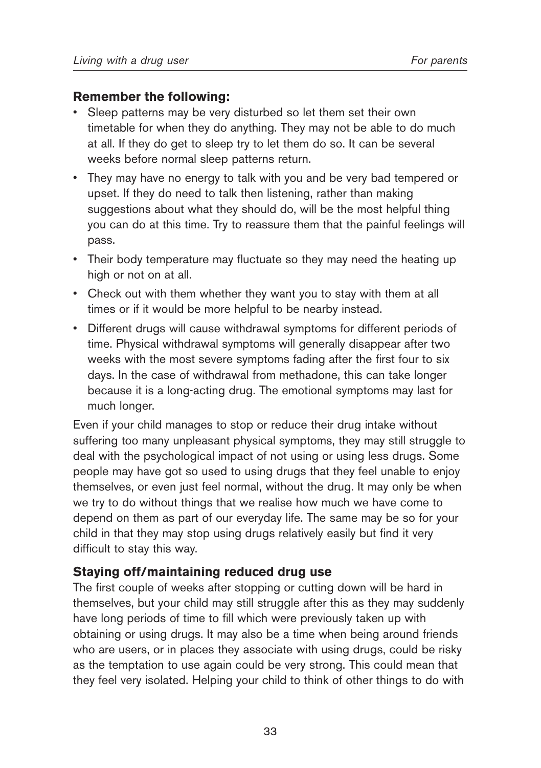**Remember the following:**

- Sleep patterns may be very disturbed so let them set their own timetable for when they do anything. They may not be able to do much at all. If they do get to sleep try to let them do so. It can be several weeks before normal sleep patterns return.
- They may have no energy to talk with you and be very bad tempered or upset. If they do need to talk then listening, rather than making suggestions about what they should do, will be the most helpful thing you can do at this time. Try to reassure them that the painful feelings will pass.
- Their body temperature may fluctuate so they may need the heating up high or not on at all.
- Check out with them whether they want you to stay with them at all times or if it would be more helpful to be nearby instead.
- Different drugs will cause withdrawal symptoms for different periods of time. Physical withdrawal symptoms will generally disappear after two weeks with the most severe symptoms fading after the first four to six days. In the case of withdrawal from methadone, this can take longer because it is a long-acting drug. The emotional symptoms may last for much longer.

Even if your child manages to stop or reduce their drug intake without suffering too many unpleasant physical symptoms, they may still struggle to deal with the psychological impact of not using or using less drugs. Some people may have got so used to using drugs that they feel unable to enjoy themselves, or even just feel normal, without the drug. It may only be when we try to do without things that we realise how much we have come to depend on them as part of our everyday life. The same may be so for your child in that they may stop using drugs relatively easily but find it very difficult to stay this way.

### Staying off/maintaining reduced drug use

The first couple of weeks after stopping or cutting down will be hard in themselves, but your child may still struggle after this as they may suddenly have long periods of time to fill which were previously taken up with obtaining or using drugs. It may also be a time when being around friends who are users, or in places they associate with using drugs, could be risky as the temptation to use again could be very strong. This could mean that they feel very isolated. Helping your child to think of other things to do with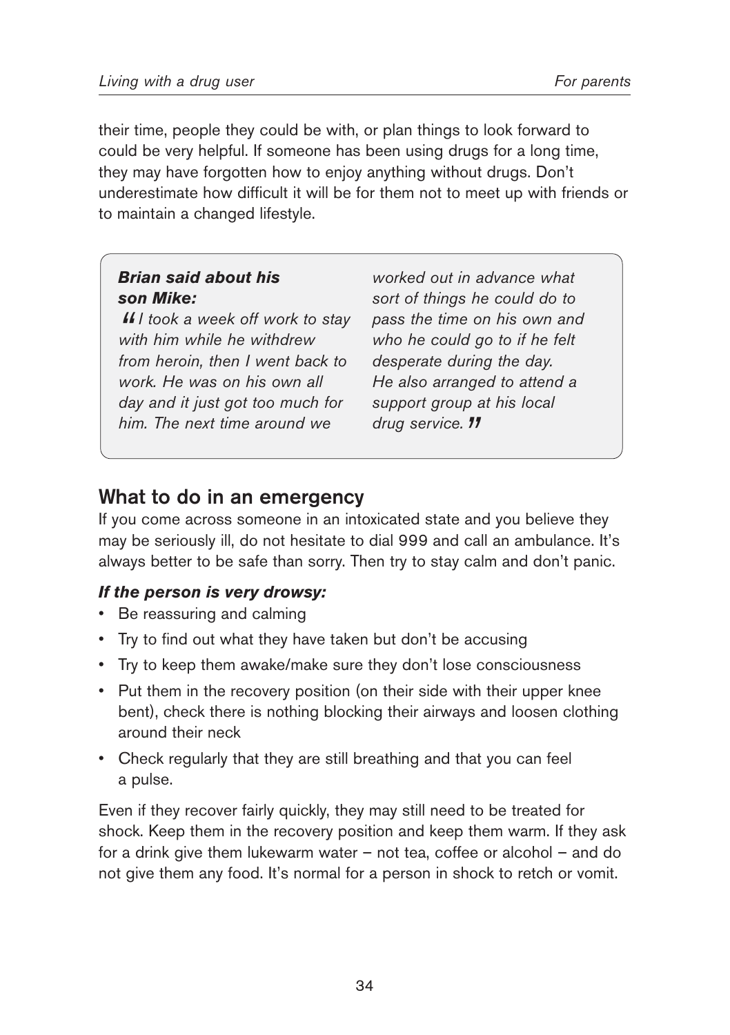their time, people they could be with, or plan things to look forward to could be very helpful. If someone has been using drugs for a long time, they may have forgotten how to enjoy anything without drugs. Don't underestimate how difficult it will be for them not to meet up with friends or to maintain a changed lifestyle.

> ***Brian said about his son Mike:***
>
> *"I took a week off work to stay with him while he withdrew from heroin, then I went back to work. He was on his own all day and it just got too much for him. The next time around we worked out in advance what sort of things he could do to pass the time on his own and who he could go to if he felt desperate during the day. He also arranged to attend a support group at his local drug service."*

## What to do in an emergency

If you come across someone in an intoxicated state and you believe they may be seriously ill, do not hesitate to dial 999 and call an ambulance. It's always better to be safe than sorry. Then try to stay calm and don't panic.

***If the person is very drowsy:***

- Be reassuring and calming
- Try to find out what they have taken but don't be accusing
- Try to keep them awake/make sure they don't lose consciousness
- Put them in the recovery position (on their side with their upper knee bent), check there is nothing blocking their airways and loosen clothing around their neck
- Check regularly that they are still breathing and that you can feel a pulse.

Even if they recover fairly quickly, they may still need to be treated for shock. Keep them in the recovery position and keep them warm. If they ask for a drink give them lukewarm water – not tea, coffee or alcohol – and do not give them any food. It's normal for a person in shock to retch or vomit.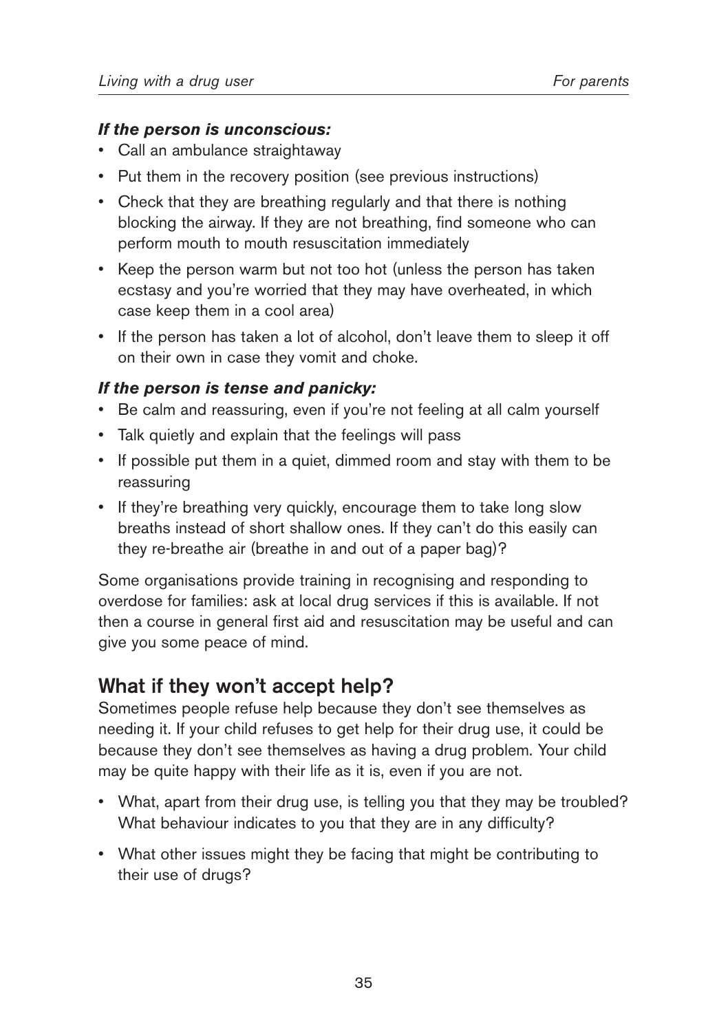***If the person is unconscious:***

- Call an ambulance straightaway
- Put them in the recovery position (see previous instructions)
- Check that they are breathing regularly and that there is nothing blocking the airway. If they are not breathing, find someone who can perform mouth to mouth resuscitation immediately
- Keep the person warm but not too hot (unless the person has taken ecstasy and you're worried that they may have overheated, in which case keep them in a cool area)
- If the person has taken a lot of alcohol, don't leave them to sleep it off on their own in case they vomit and choke.

***If the person is tense and panicky:***

- Be calm and reassuring, even if you're not feeling at all calm yourself
- Talk quietly and explain that the feelings will pass
- If possible put them in a quiet, dimmed room and stay with them to be reassuring
- If they're breathing very quickly, encourage them to take long slow breaths instead of short shallow ones. If they can't do this easily can they re-breathe air (breathe in and out of a paper bag)?

Some organisations provide training in recognising and responding to overdose for families: ask at local drug services if this is available. If not then a course in general first aid and resuscitation may be useful and can give you some peace of mind.

## What if they won't accept help?

Sometimes people refuse help because they don't see themselves as needing it. If your child refuses to get help for their drug use, it could be because they don't see themselves as having a drug problem. Your child may be quite happy with their life as it is, even if you are not.

- What, apart from their drug use, is telling you that they may be troubled? What behaviour indicates to you that they are in any difficulty?
- What other issues might they be facing that might be contributing to their use of drugs?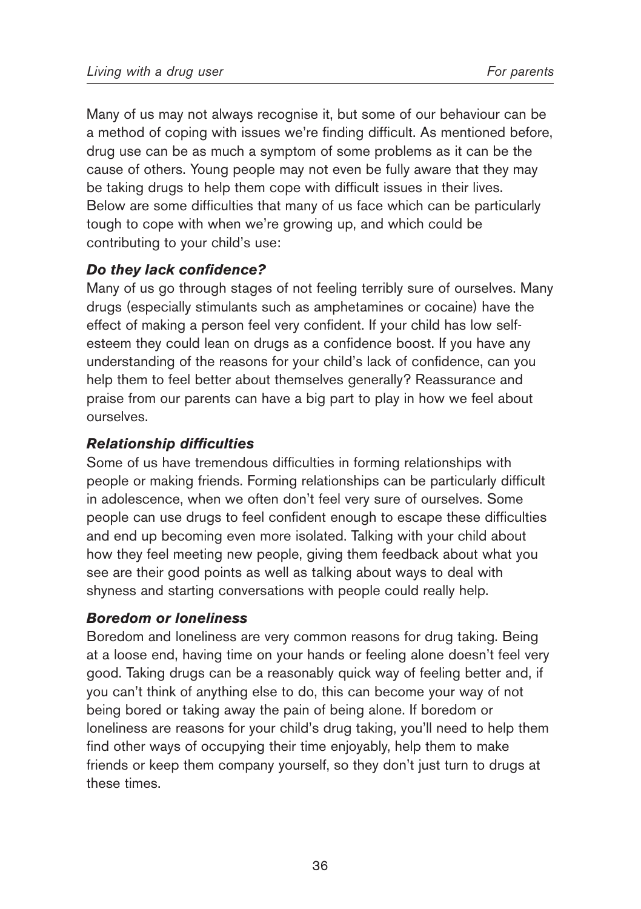Many of us may not always recognise it, but some of our behaviour can be a method of coping with issues we're finding difficult. As mentioned before, drug use can be as much a symptom of some problems as it can be the cause of others. Young people may not even be fully aware that they may be taking drugs to help them cope with difficult issues in their lives. Below are some difficulties that many of us face which can be particularly tough to cope with when we're growing up, and which could be contributing to your child's use:

***Do they lack confidence?***

Many of us go through stages of not feeling terribly sure of ourselves. Many drugs (especially stimulants such as amphetamines or cocaine) have the effect of making a person feel very confident. If your child has low self-esteem they could lean on drugs as a confidence boost. If you have any understanding of the reasons for your child's lack of confidence, can you help them to feel better about themselves generally? Reassurance and praise from our parents can have a big part to play in how we feel about ourselves.

***Relationship difficulties***

Some of us have tremendous difficulties in forming relationships with people or making friends. Forming relationships can be particularly difficult in adolescence, when we often don't feel very sure of ourselves. Some people can use drugs to feel confident enough to escape these difficulties and end up becoming even more isolated. Talking with your child about how they feel meeting new people, giving them feedback about what you see are their good points as well as talking about ways to deal with shyness and starting conversations with people could really help.

***Boredom or loneliness***

Boredom and loneliness are very common reasons for drug taking. Being at a loose end, having time on your hands or feeling alone doesn't feel very good. Taking drugs can be a reasonably quick way of feeling better and, if you can't think of anything else to do, this can become your way of not being bored or taking away the pain of being alone. If boredom or loneliness are reasons for your child's drug taking, you'll need to help them find other ways of occupying their time enjoyably, help them to make friends or keep them company yourself, so they don't just turn to drugs at these times.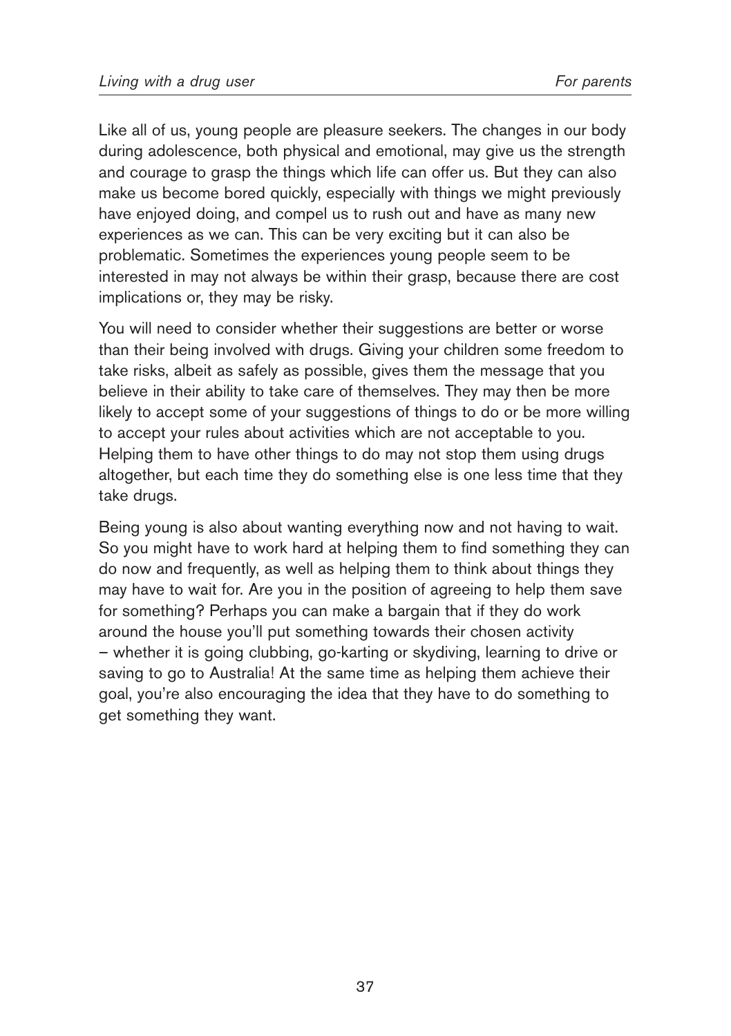Like all of us, young people are pleasure seekers. The changes in our body during adolescence, both physical and emotional, may give us the strength and courage to grasp the things which life can offer us. But they can also make us become bored quickly, especially with things we might previously have enjoyed doing, and compel us to rush out and have as many new experiences as we can. This can be very exciting but it can also be problematic. Sometimes the experiences young people seem to be interested in may not always be within their grasp, because there are cost implications or, they may be risky.

You will need to consider whether their suggestions are better or worse than their being involved with drugs. Giving your children some freedom to take risks, albeit as safely as possible, gives them the message that you believe in their ability to take care of themselves. They may then be more likely to accept some of your suggestions of things to do or be more willing to accept your rules about activities which are not acceptable to you. Helping them to have other things to do may not stop them using drugs altogether, but each time they do something else is one less time that they take drugs.

Being young is also about wanting everything now and not having to wait. So you might have to work hard at helping them to find something they can do now and frequently, as well as helping them to think about things they may have to wait for. Are you in the position of agreeing to help them save for something? Perhaps you can make a bargain that if they do work around the house you'll put something towards their chosen activity – whether it is going clubbing, go-karting or skydiving, learning to drive or saving to go to Australia! At the same time as helping them achieve their goal, you're also encouraging the idea that they have to do something to get something they want.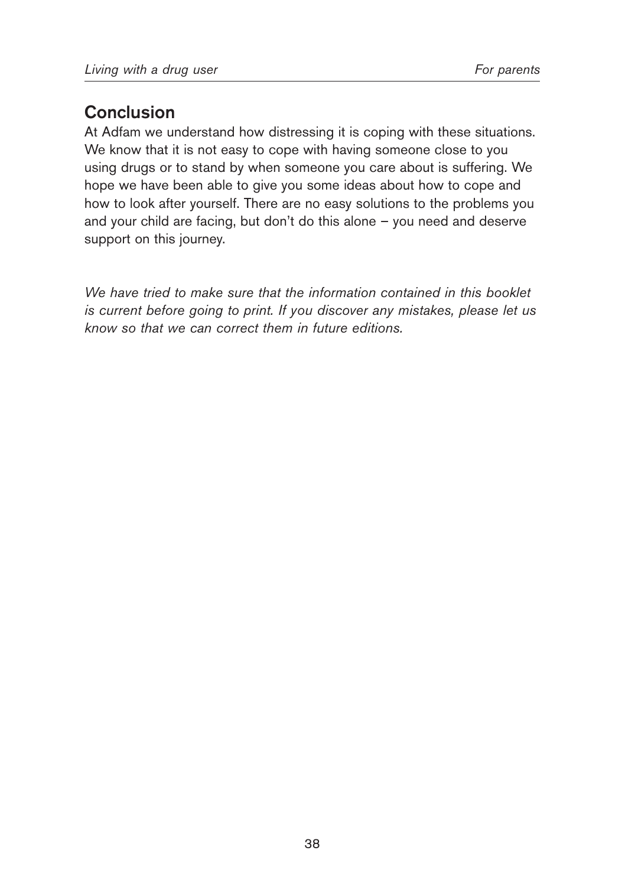## Conclusion

At Adfam we understand how distressing it is coping with these situations. We know that it is not easy to cope with having someone close to you using drugs or to stand by when someone you care about is suffering. We hope we have been able to give you some ideas about how to cope and how to look after yourself. There are no easy solutions to the problems you and your child are facing, but don't do this alone – you need and deserve support on this journey.

*We have tried to make sure that the information contained in this booklet is current before going to print. If you discover any mistakes, please let us know so that we can correct them in future editions.*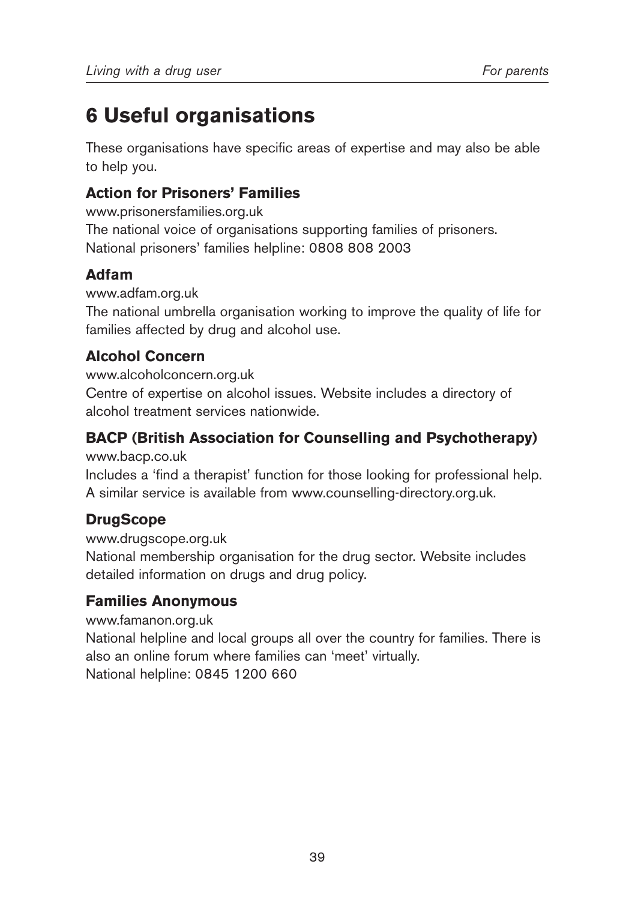# 6 Useful organisations

These organisations have specific areas of expertise and may also be able to help you.

### Action for Prisoners' Families

www.prisonersfamilies.org.uk
The national voice of organisations supporting families of prisoners.
National prisoners' families helpline: 0808 808 2003

### Adfam

www.adfam.org.uk
The national umbrella organisation working to improve the quality of life for families affected by drug and alcohol use.

### Alcohol Concern

www.alcoholconcern.org.uk
Centre of expertise on alcohol issues. Website includes a directory of alcohol treatment services nationwide.

### BACP (British Association for Counselling and Psychotherapy)

www.bacp.co.uk
Includes a 'find a therapist' function for those looking for professional help. A similar service is available from www.counselling-directory.org.uk.

### DrugScope

www.drugscope.org.uk
National membership organisation for the drug sector. Website includes detailed information on drugs and drug policy.

### Families Anonymous

www.famanon.org.uk
National helpline and local groups all over the country for families. There is also an online forum where families can 'meet' virtually.
National helpline: 0845 1200 660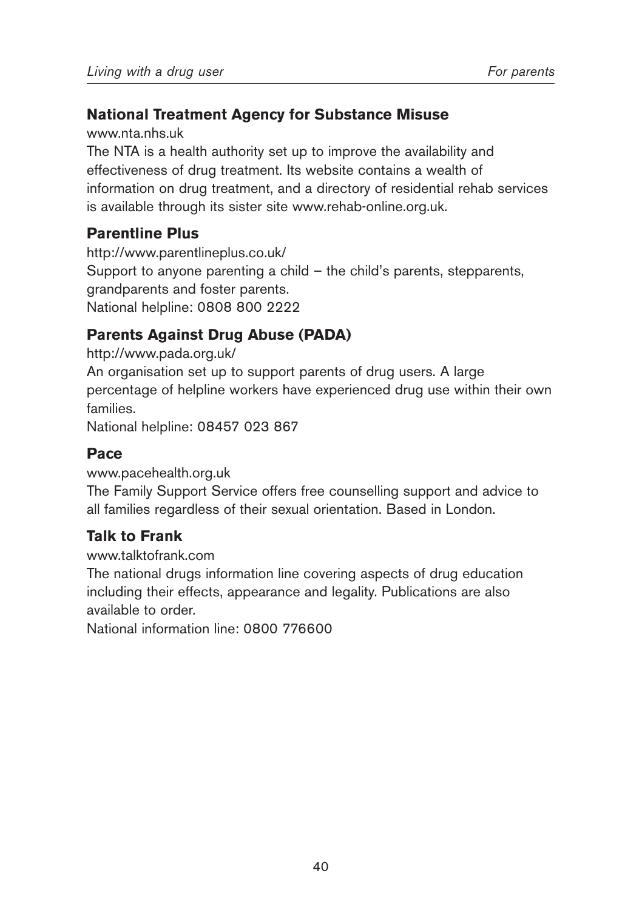### National Treatment Agency for Substance Misuse

www.nta.nhs.uk

The NTA is a health authority set up to improve the availability and effectiveness of drug treatment. Its website contains a wealth of information on drug treatment, and a directory of residential rehab services is available through its sister site www.rehab-online.org.uk.

### Parentline Plus

http://www.parentlineplus.co.uk/

Support to anyone parenting a child – the child's parents, stepparents, grandparents and foster parents.

National helpline: 0808 800 2222

### Parents Against Drug Abuse (PADA)

http://www.pada.org.uk/

An organisation set up to support parents of drug users. A large percentage of helpline workers have experienced drug use within their own families.

National helpline: 08457 023 867

### Pace

www.pacehealth.org.uk

The Family Support Service offers free counselling support and advice to all families regardless of their sexual orientation. Based in London.

### Talk to Frank

www.talktofrank.com

The national drugs information line covering aspects of drug education including their effects, appearance and legality. Publications are also available to order.

National information line: 0800 776600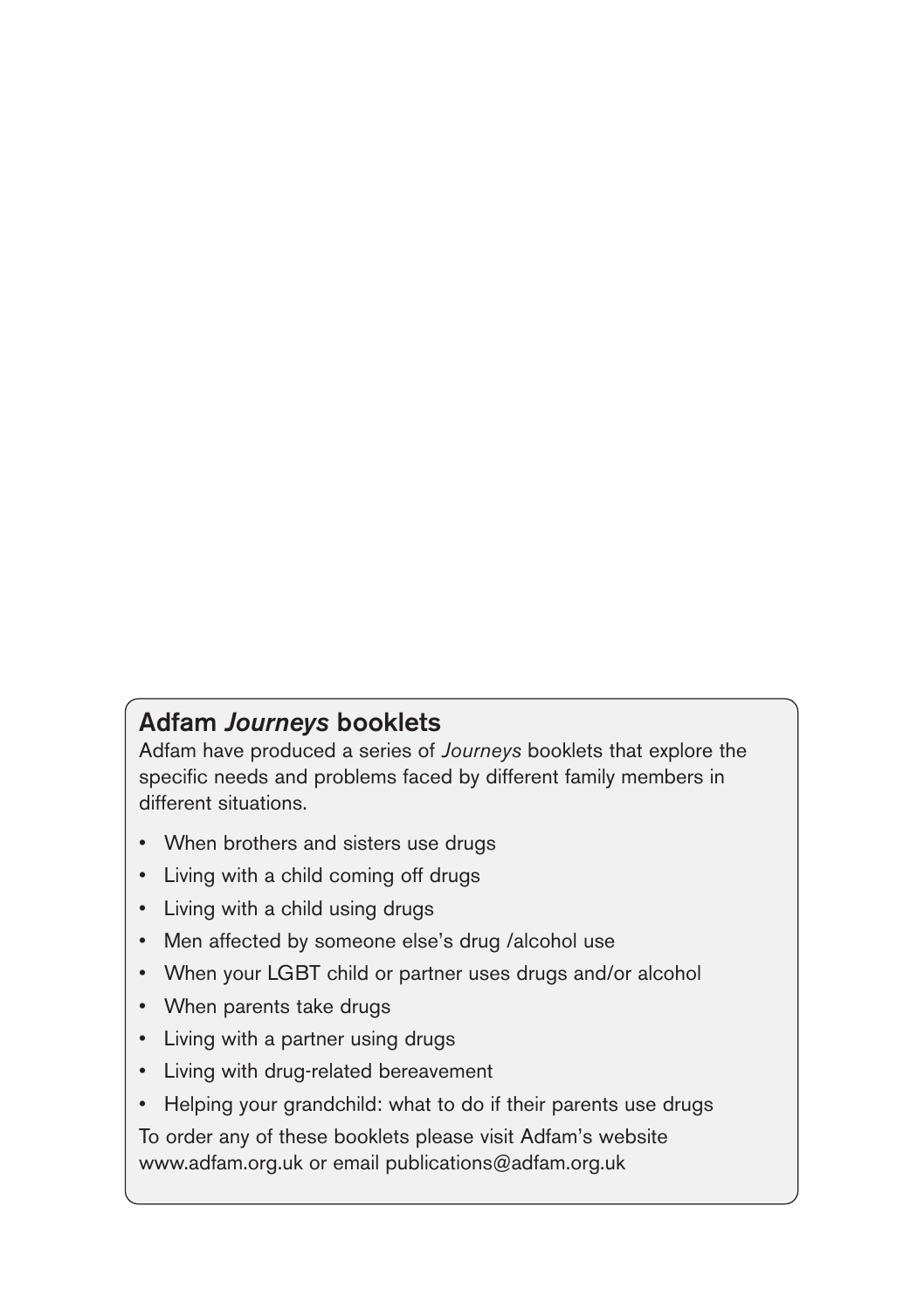## Adfam *Journeys* booklets

Adfam have produced a series of *Journeys* booklets that explore the specific needs and problems faced by different family members in different situations.

- When brothers and sisters use drugs
- Living with a child coming off drugs
- Living with a child using drugs
- Men affected by someone else's drug /alcohol use
- When your LGBT child or partner uses drugs and/or alcohol
- When parents take drugs
- Living with a partner using drugs
- Living with drug-related bereavement
- Helping your grandchild: what to do if their parents use drugs

To order any of these booklets please visit Adfam's website www.adfam.org.uk or email publications@adfam.org.uk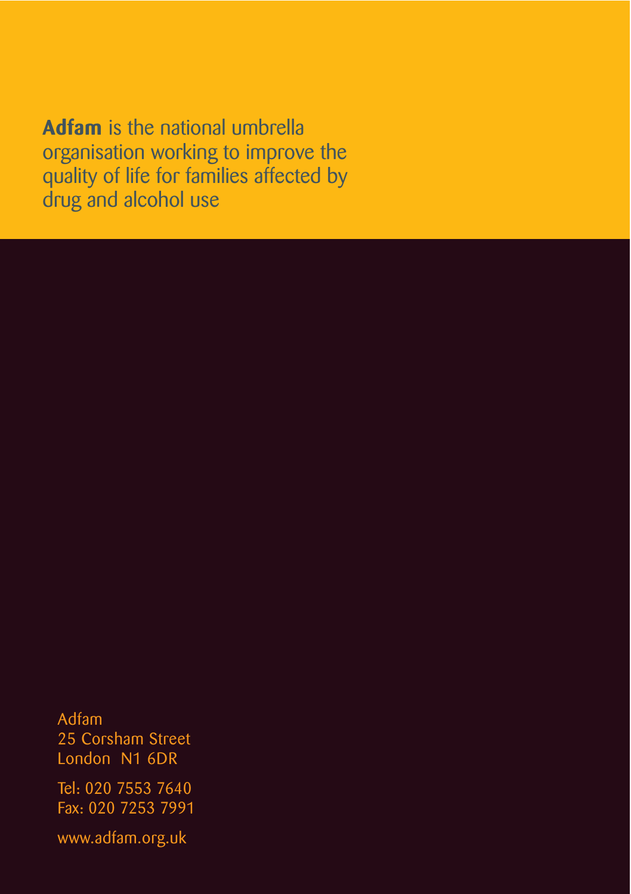**Adfam** is the national umbrella organisation working to improve the quality of life for families affected by drug and alcohol use

Adfam
25 Corsham Street
London N1 6DR

Tel: 020 7553 7640
Fax: 020 7253 7991

www.adfam.org.uk